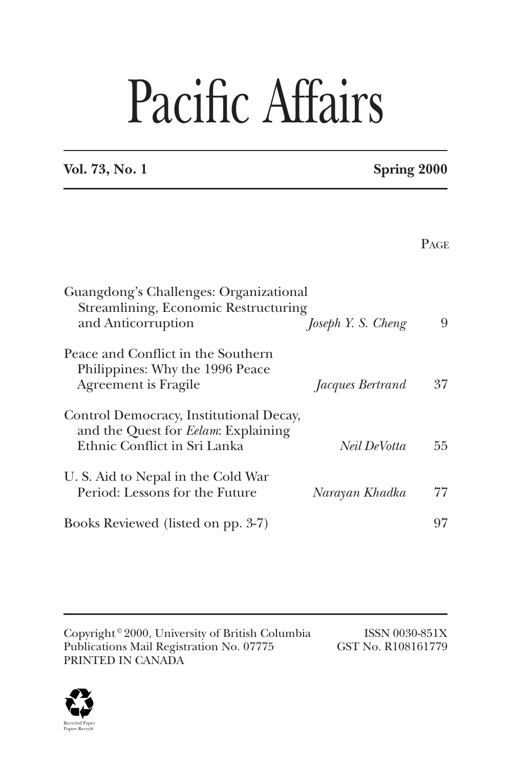# Pacific Affairs

**Vol. 73, No. 1** **Spring 2000**

| | | Page |
|---|---|---|
| Guangdong's Challenges: Organizational Streamlining, Economic Restructuring and Anticorruption | *Joseph Y. S. Cheng* | 9 |
| Peace and Conflict in the Southern Philippines: Why the 1996 Peace Agreement is Fragile | *Jacques Bertrand* | 37 |
| Control Democracy, Institutional Decay, and the Quest for *Eelam*: Explaining Ethnic Conflict in Sri Lanka | *Neil DeVotta* | 55 |
| U. S. Aid to Nepal in the Cold War Period: Lessons for the Future | *Narayan Khadka* | 77 |
| Books Reviewed (listed on pp. 3-7) | | 97 |

Copyright © 2000, University of British Columbia
Publications Mail Registration No. 07775
PRINTED IN CANADA

ISSN 0030-851X
GST No. R108161779

Recycled Paper
Papier Recyclé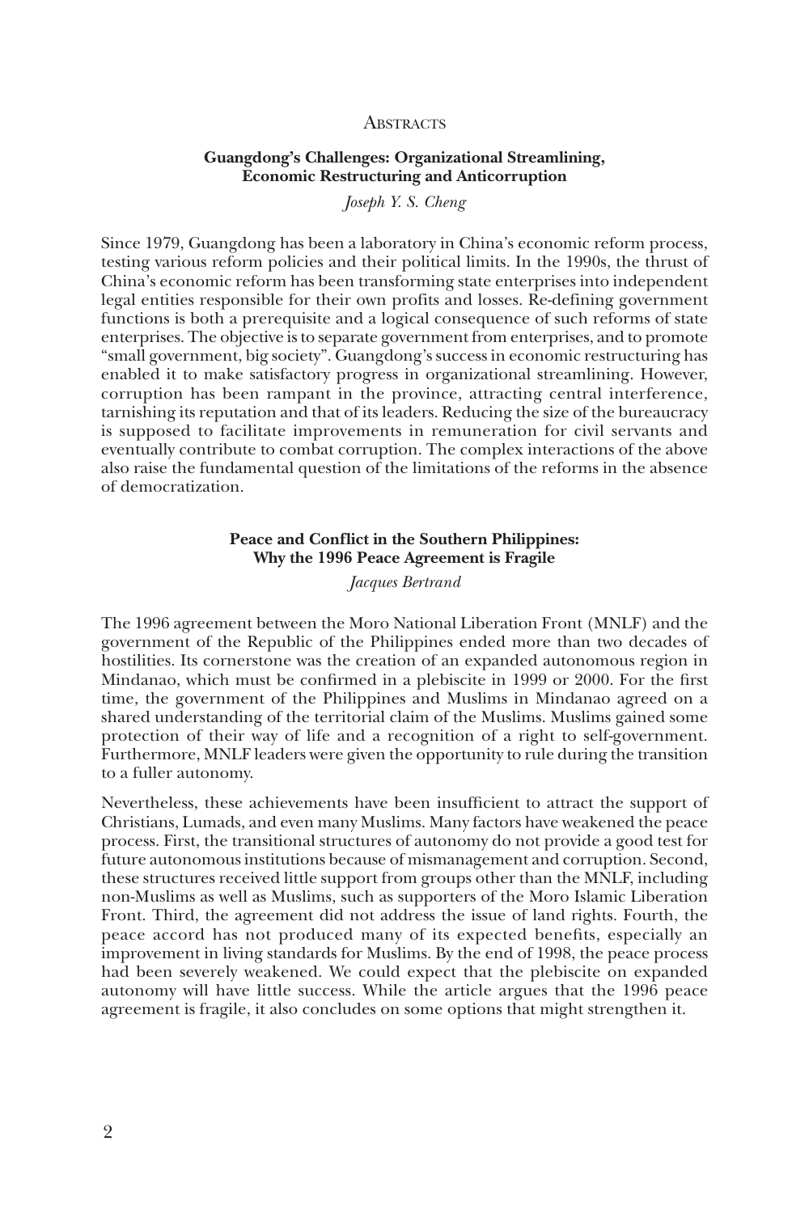# Abstracts

## Guangdong's Challenges: Organizational Streamlining, Economic Restructuring and Anticorruption

*Joseph Y. S. Cheng*

Since 1979, Guangdong has been a laboratory in China's economic reform process, testing various reform policies and their political limits. In the 1990s, the thrust of China's economic reform has been transforming state enterprises into independent legal entities responsible for their own profits and losses. Re-defining government functions is both a prerequisite and a logical consequence of such reforms of state enterprises. The objective is to separate government from enterprises, and to promote "small government, big society". Guangdong's success in economic restructuring has enabled it to make satisfactory progress in organizational streamlining. However, corruption has been rampant in the province, attracting central interference, tarnishing its reputation and that of its leaders. Reducing the size of the bureaucracy is supposed to facilitate improvements in remuneration for civil servants and eventually contribute to combat corruption. The complex interactions of the above also raise the fundamental question of the limitations of the reforms in the absence of democratization.

## Peace and Conflict in the Southern Philippines: Why the 1996 Peace Agreement is Fragile

*Jacques Bertrand*

The 1996 agreement between the Moro National Liberation Front (MNLF) and the government of the Republic of the Philippines ended more than two decades of hostilities. Its cornerstone was the creation of an expanded autonomous region in Mindanao, which must be confirmed in a plebiscite in 1999 or 2000. For the first time, the government of the Philippines and Muslims in Mindanao agreed on a shared understanding of the territorial claim of the Muslims. Muslims gained some protection of their way of life and a recognition of a right to self-government. Furthermore, MNLF leaders were given the opportunity to rule during the transition to a fuller autonomy.

Nevertheless, these achievements have been insufficient to attract the support of Christians, Lumads, and even many Muslims. Many factors have weakened the peace process. First, the transitional structures of autonomy do not provide a good test for future autonomous institutions because of mismanagement and corruption. Second, these structures received little support from groups other than the MNLF, including non-Muslims as well as Muslims, such as supporters of the Moro Islamic Liberation Front. Third, the agreement did not address the issue of land rights. Fourth, the peace accord has not produced many of its expected benefits, especially an improvement in living standards for Muslims. By the end of 1998, the peace process had been severely weakened. We could expect that the plebiscite on expanded autonomy will have little success. While the article argues that the 1996 peace agreement is fragile, it also concludes on some options that might strengthen it.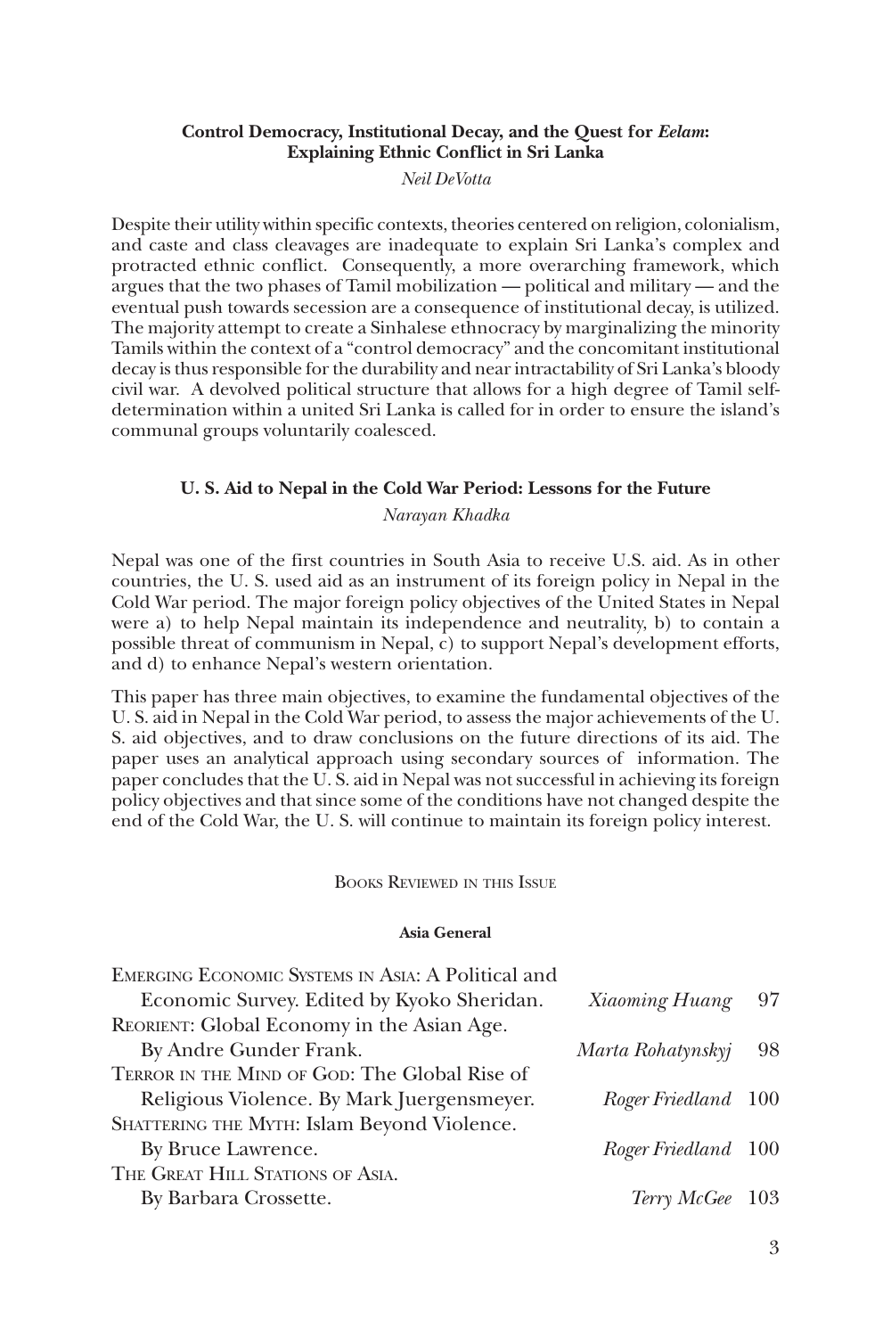**Control Democracy, Institutional Decay, and the Quest for *Eelam*: Explaining Ethnic Conflict in Sri Lanka**

*Neil DeVotta*

Despite their utility within specific contexts, theories centered on religion, colonialism, and caste and class cleavages are inadequate to explain Sri Lanka's complex and protracted ethnic conflict. Consequently, a more overarching framework, which argues that the two phases of Tamil mobilization — political and military — and the eventual push towards secession are a consequence of institutional decay, is utilized. The majority attempt to create a Sinhalese ethnocracy by marginalizing the minority Tamils within the context of a "control democracy" and the concomitant institutional decay is thus responsible for the durability and near intractability of Sri Lanka's bloody civil war. A devolved political structure that allows for a high degree of Tamil self-determination within a united Sri Lanka is called for in order to ensure the island's communal groups voluntarily coalesced.

**U. S. Aid to Nepal in the Cold War Period: Lessons for the Future**

*Narayan Khadka*

Nepal was one of the first countries in South Asia to receive U.S. aid. As in other countries, the U. S. used aid as an instrument of its foreign policy in Nepal in the Cold War period. The major foreign policy objectives of the United States in Nepal were a) to help Nepal maintain its independence and neutrality, b) to contain a possible threat of communism in Nepal, c) to support Nepal's development efforts, and d) to enhance Nepal's western orientation.

This paper has three main objectives, to examine the fundamental objectives of the U. S. aid in Nepal in the Cold War period, to assess the major achievements of the U. S. aid objectives, and to draw conclusions on the future directions of its aid. The paper uses an analytical approach using secondary sources of information. The paper concludes that the U. S. aid in Nepal was not successful in achieving its foreign policy objectives and that since some of the conditions have not changed despite the end of the Cold War, the U. S. will continue to maintain its foreign policy interest.

Books Reviewed in this Issue

**Asia General**

| | | |
|---|---|---|
| Emerging Economic Systems in Asia: A Political and Economic Survey. Edited by Kyoko Sheridan. | *Xiaoming Huang* | 97 |
| Reorient: Global Economy in the Asian Age. By Andre Gunder Frank. | *Marta Rohatynskyj* | 98 |
| Terror in the Mind of God: The Global Rise of Religious Violence. By Mark Juergensmeyer. | *Roger Friedland* | 100 |
| Shattering the Myth: Islam Beyond Violence. By Bruce Lawrence. | *Roger Friedland* | 100 |
| The Great Hill Stations of Asia. By Barbara Crossette. | *Terry McGee* | 103 |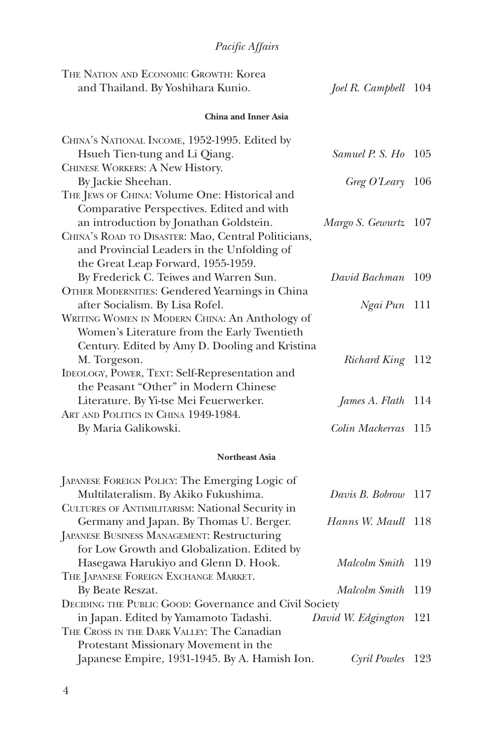The Nation and Economic Growth: Korea and Thailand. By Yoshihara Kunio. — *Joel R. Campbell* 104

**China and Inner Asia**

China's National Income, 1952-1995. Edited by Hsueh Tien-tung and Li Qiang. — *Samuel P. S. Ho* 105

Chinese Workers: A New History. By Jackie Sheehan. — *Greg O'Leary* 106

The Jews of China: Volume One: Historical and Comparative Perspectives. Edited and with an introduction by Jonathan Goldstein. — *Margo S. Gewurtz* 107

China's Road to Disaster: Mao, Central Politicians, and Provincial Leaders in the Unfolding of the Great Leap Forward, 1955-1959. By Frederick C. Teiwes and Warren Sun. — *David Bachman* 109

Other Modernities: Gendered Yearnings in China after Socialism. By Lisa Rofel. — *Ngai Pun* 111

Writing Women in Modern China: An Anthology of Women's Literature from the Early Twentieth Century. Edited by Amy D. Dooling and Kristina M. Torgeson. — *Richard King* 112

Ideology, Power, Text: Self-Representation and the Peasant "Other" in Modern Chinese Literature. By Yi-tse Mei Feuerwerker. — *James A. Flath* 114

Art and Politics in China 1949-1984. By Maria Galikowski. — *Colin Mackerras* 115

**Northeast Asia**

Japanese Foreign Policy: The Emerging Logic of Multilateralism. By Akiko Fukushima. — *Davis B. Bobrow* 117

Cultures of Antimilitarism: National Security in Germany and Japan. By Thomas U. Berger. — *Hanns W. Maull* 118

Japanese Business Management: Restructuring for Low Growth and Globalization. Edited by Hasegawa Harukiyo and Glenn D. Hook. — *Malcolm Smith* 119

The Japanese Foreign Exchange Market. By Beate Reszat. — *Malcolm Smith* 119

Deciding the Public Good: Governance and Civil Society in Japan. Edited by Yamamoto Tadashi. — *David W. Edgington* 121

The Cross in the Dark Valley: The Canadian Protestant Missionary Movement in the Japanese Empire, 1931-1945. By A. Hamish Ion. — *Cyril Powles* 123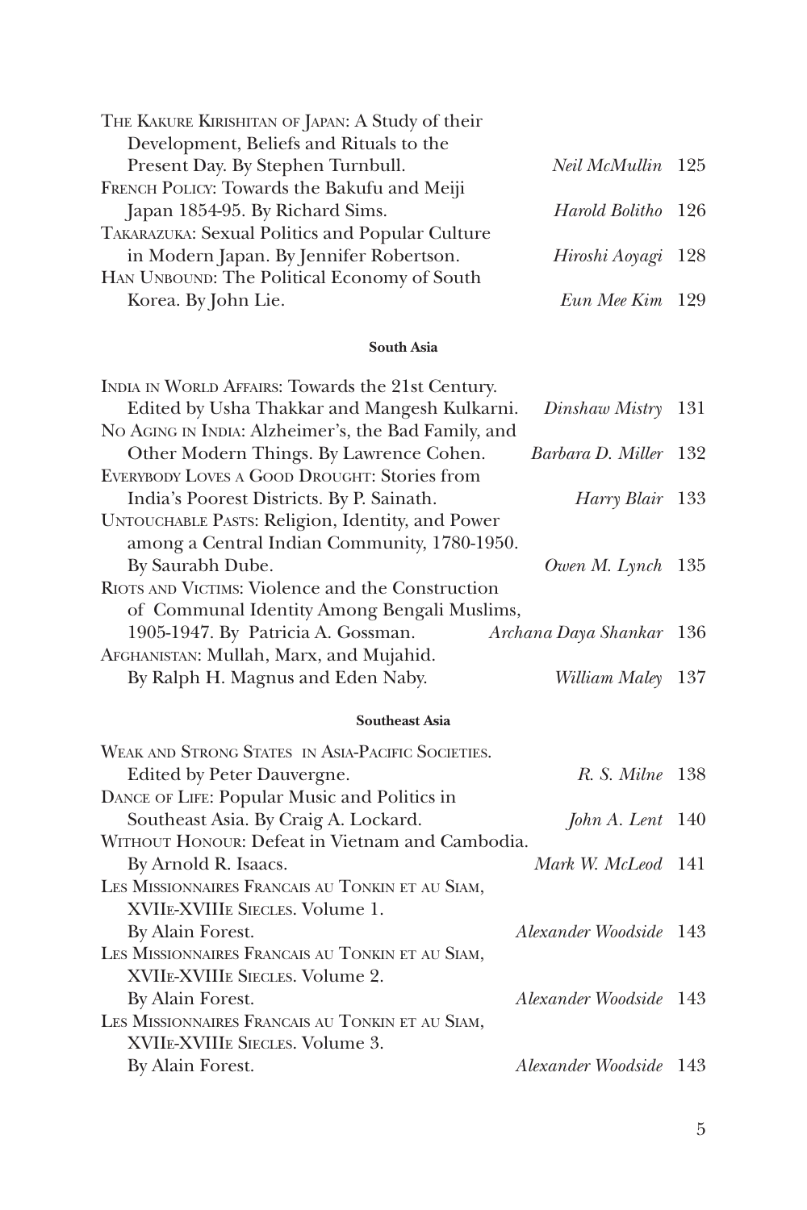The Kakure Kirishitan of Japan: A Study of their Development, Beliefs and Rituals to the Present Day. By Stephen Turnbull. *Neil McMullin* 125

French Policy: Towards the Bakufu and Meiji Japan 1854-95. By Richard Sims. *Harold Bolitho* 126

Takarazuka: Sexual Politics and Popular Culture in Modern Japan. By Jennifer Robertson. *Hiroshi Aoyagi* 128

Han Unbound: The Political Economy of South Korea. By John Lie. *Eun Mee Kim* 129

#### South Asia

India in World Affairs: Towards the 21st Century. Edited by Usha Thakkar and Mangesh Kulkarni. *Dinshaw Mistry* 131

No Aging in India: Alzheimer's, the Bad Family, and Other Modern Things. By Lawrence Cohen. *Barbara D. Miller* 132

Everybody Loves a Good Drought: Stories from India's Poorest Districts. By P. Sainath. *Harry Blair* 133

Untouchable Pasts: Religion, Identity, and Power among a Central Indian Community, 1780-1950. By Saurabh Dube. *Owen M. Lynch* 135

Riots and Victims: Violence and the Construction of Communal Identity Among Bengali Muslims, 1905-1947. By Patricia A. Gossman. *Archana Daya Shankar* 136

Afghanistan: Mullah, Marx, and Mujahid. By Ralph H. Magnus and Eden Naby. *William Maley* 137

#### Southeast Asia

Weak and Strong States in Asia-Pacific Societies. Edited by Peter Dauvergne. *R. S. Milne* 138

Dance of Life: Popular Music and Politics in Southeast Asia. By Craig A. Lockard. *John A. Lent* 140

Without Honour: Defeat in Vietnam and Cambodia. By Arnold R. Isaacs. *Mark W. McLeod* 141

Les Missionnaires Francais au Tonkin et au Siam, XVIIe-XVIIIe Siecles. Volume 1. By Alain Forest. *Alexander Woodside* 143

Les Missionnaires Francais au Tonkin et au Siam, XVIIe-XVIIIe Siecles. Volume 2. By Alain Forest. *Alexander Woodside* 143

Les Missionnaires Francais au Tonkin et au Siam, XVIIe-XVIIIe Siecles. Volume 3. By Alain Forest. *Alexander Woodside* 143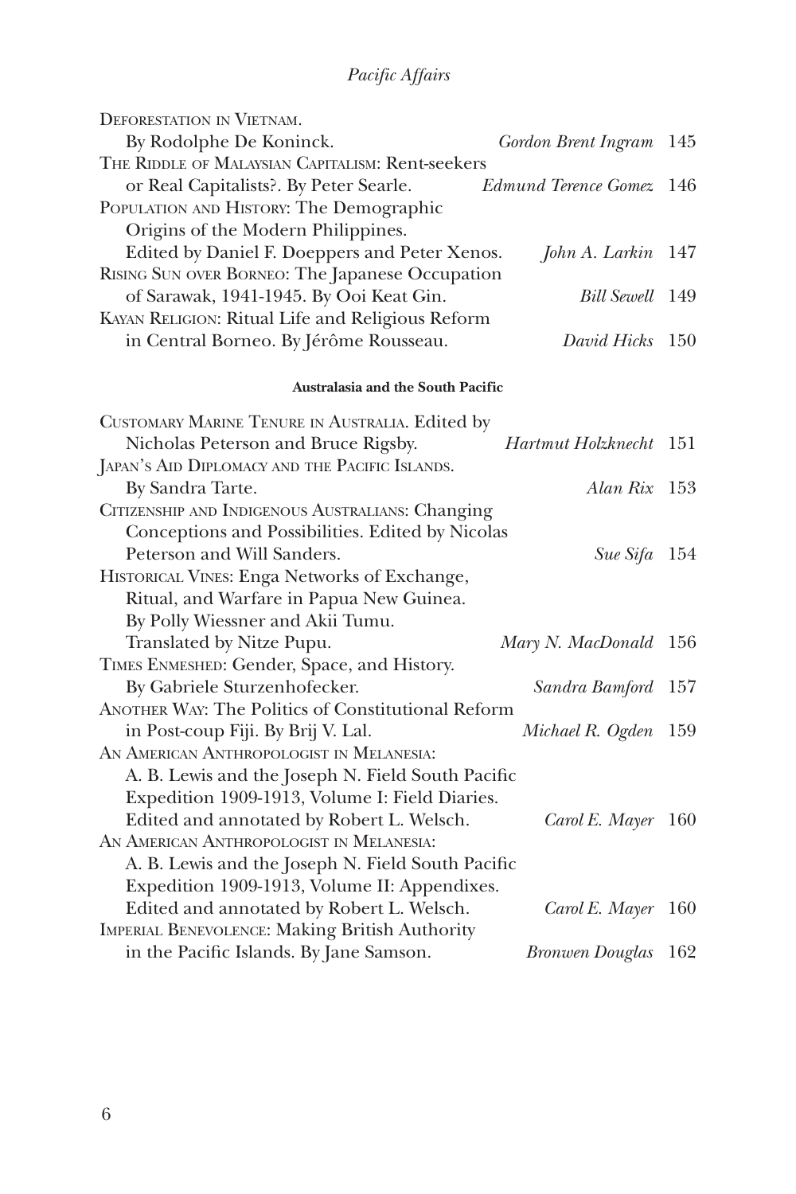Deforestation in Vietnam. By Rodolphe De Koninck. — *Gordon Brent Ingram* 145

The Riddle of Malaysian Capitalism: Rent-seekers or Real Capitalists?. By Peter Searle. — *Edmund Terence Gomez* 146

Population and History: The Demographic Origins of the Modern Philippines. Edited by Daniel F. Doeppers and Peter Xenos. — *John A. Larkin* 147

Rising Sun over Borneo: The Japanese Occupation of Sarawak, 1941-1945. By Ooi Keat Gin. — *Bill Sewell* 149

Kayan Religion: Ritual Life and Religious Reform in Central Borneo. By Jérôme Rousseau. — *David Hicks* 150

#### Australasia and the South Pacific

Customary Marine Tenure in Australia. Edited by Nicholas Peterson and Bruce Rigsby. — *Hartmut Holzknecht* 151

Japan's Aid Diplomacy and the Pacific Islands. By Sandra Tarte. — *Alan Rix* 153

Citizenship and Indigenous Australians: Changing Conceptions and Possibilities. Edited by Nicolas Peterson and Will Sanders. — *Sue Sifa* 154

Historical Vines: Enga Networks of Exchange, Ritual, and Warfare in Papua New Guinea. By Polly Wiessner and Akii Tumu. Translated by Nitze Pupu. — *Mary N. MacDonald* 156

Times Enmeshed: Gender, Space, and History. By Gabriele Sturzenhofecker. — *Sandra Bamford* 157

Another Way: The Politics of Constitutional Reform in Post-coup Fiji. By Brij V. Lal. — *Michael R. Ogden* 159

An American Anthropologist in Melanesia: A. B. Lewis and the Joseph N. Field South Pacific Expedition 1909-1913, Volume I: Field Diaries. Edited and annotated by Robert L. Welsch. — *Carol E. Mayer* 160

An American Anthropologist in Melanesia: A. B. Lewis and the Joseph N. Field South Pacific Expedition 1909-1913, Volume II: Appendixes. Edited and annotated by Robert L. Welsch. — *Carol E. Mayer* 160

Imperial Benevolence: Making British Authority in the Pacific Islands. By Jane Samson. — *Bronwen Douglas* 162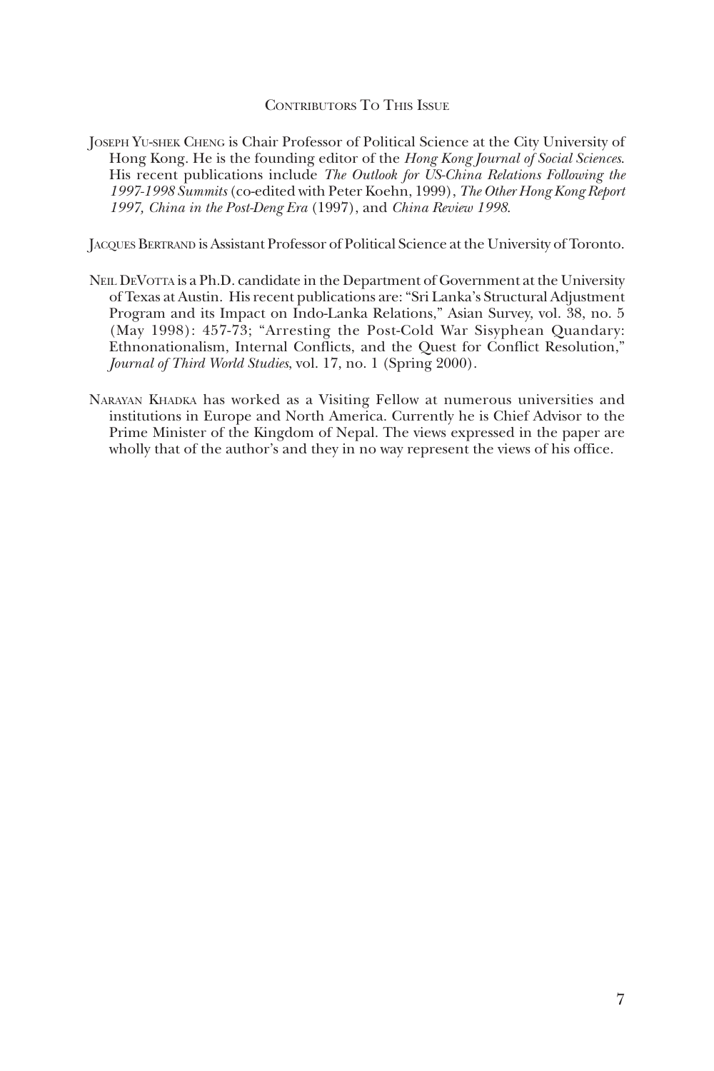## Contributors To This Issue

Joseph Yu-shek Cheng is Chair Professor of Political Science at the City University of Hong Kong. He is the founding editor of the *Hong Kong Journal of Social Sciences*. His recent publications include *The Outlook for US-China Relations Following the 1997-1998 Summits* (co-edited with Peter Koehn, 1999), *The Other Hong Kong Report 1997, China in the Post-Deng Era* (1997), and *China Review 1998*.

Jacques Bertrand is Assistant Professor of Political Science at the University of Toronto.

Neil DeVotta is a Ph.D. candidate in the Department of Government at the University of Texas at Austin. His recent publications are: "Sri Lanka's Structural Adjustment Program and its Impact on Indo-Lanka Relations," Asian Survey, vol. 38, no. 5 (May 1998): 457-73; "Arresting the Post-Cold War Sisyphean Quandary: Ethnonationalism, Internal Conflicts, and the Quest for Conflict Resolution," *Journal of Third World Studies*, vol. 17, no. 1 (Spring 2000).

Narayan Khadka has worked as a Visiting Fellow at numerous universities and institutions in Europe and North America. Currently he is Chief Advisor to the Prime Minister of the Kingdom of Nepal. The views expressed in the paper are wholly that of the author's and they in no way represent the views of his office.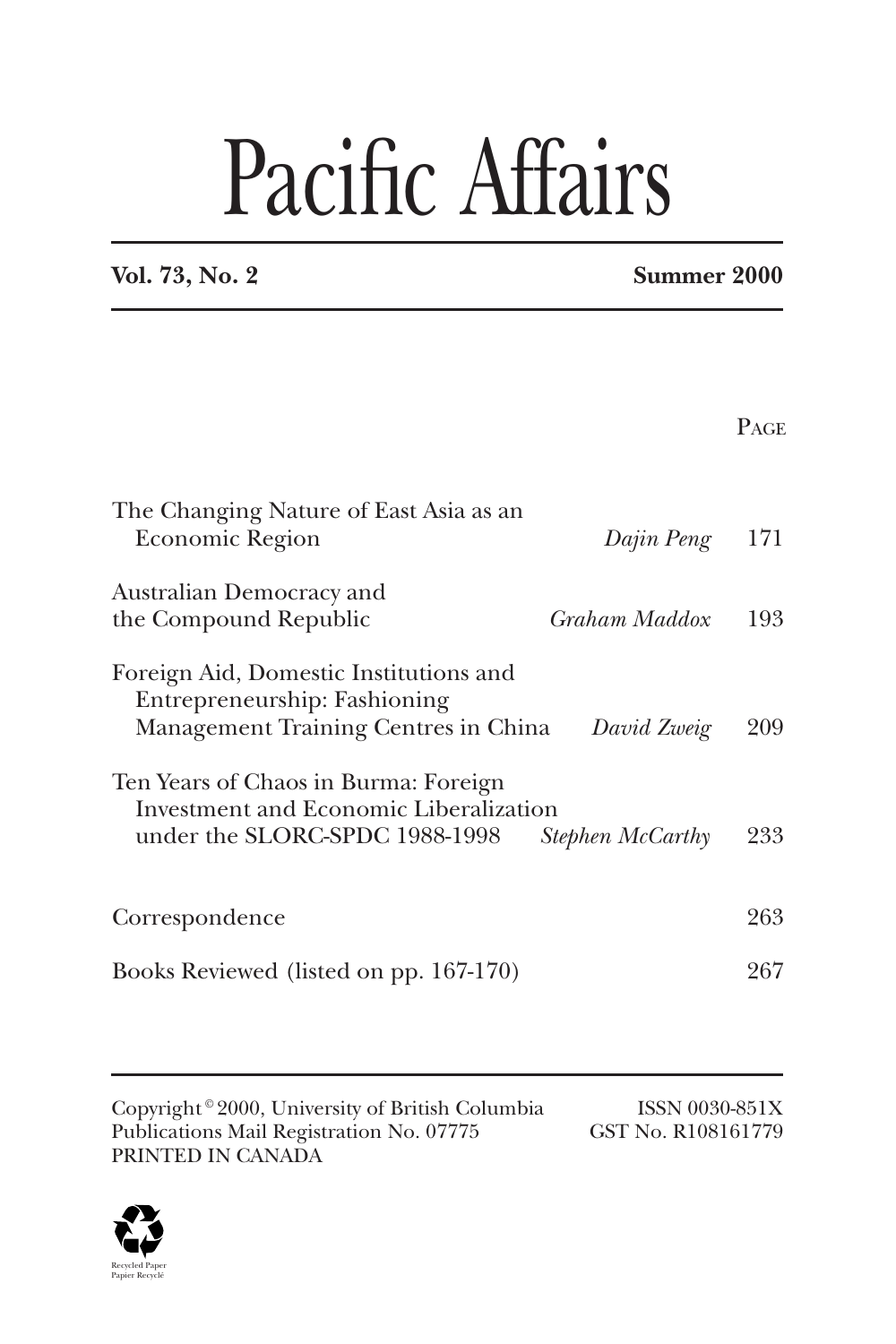# Pacific Affairs

**Vol. 73, No. 2** **Summer 2000**

| | | Page |
|---|---|---|
| The Changing Nature of East Asia as an Economic Region | *Dajin Peng* | 171 |
| Australian Democracy and the Compound Republic | *Graham Maddox* | 193 |
| Foreign Aid, Domestic Institutions and Entrepreneurship: Fashioning Management Training Centres in China | *David Zweig* | 209 |
| Ten Years of Chaos in Burma: Foreign Investment and Economic Liberalization under the SLORC-SPDC 1988-1998 | *Stephen McCarthy* | 233 |
| Correspondence | | 263 |
| Books Reviewed (listed on pp. 167-170) | | 267 |

Copyright © 2000, University of British Columbia
Publications Mail Registration No. 07775
PRINTED IN CANADA

ISSN 0030-851X
GST No. R108161779

Recycled Paper
Papier Recyclé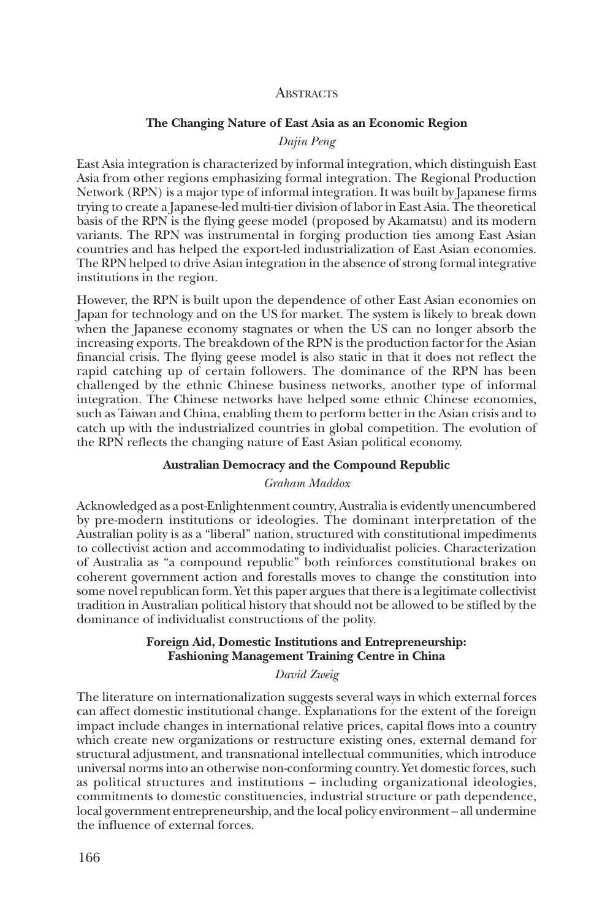# Abstracts

## The Changing Nature of East Asia as an Economic Region

*Dajin Peng*

East Asia integration is characterized by informal integration, which distinguish East Asia from other regions emphasizing formal integration. The Regional Production Network (RPN) is a major type of informal integration. It was built by Japanese firms trying to create a Japanese-led multi-tier division of labor in East Asia. The theoretical basis of the RPN is the flying geese model (proposed by Akamatsu) and its modern variants. The RPN was instrumental in forging production ties among East Asian countries and has helped the export-led industrialization of East Asian economies. The RPN helped to drive Asian integration in the absence of strong formal integrative institutions in the region.

However, the RPN is built upon the dependence of other East Asian economies on Japan for technology and on the US for market. The system is likely to break down when the Japanese economy stagnates or when the US can no longer absorb the increasing exports. The breakdown of the RPN is the production factor for the Asian financial crisis. The flying geese model is also static in that it does not reflect the rapid catching up of certain followers. The dominance of the RPN has been challenged by the ethnic Chinese business networks, another type of informal integration. The Chinese networks have helped some ethnic Chinese economies, such as Taiwan and China, enabling them to perform better in the Asian crisis and to catch up with the industrialized countries in global competition. The evolution of the RPN reflects the changing nature of East Asian political economy.

## Australian Democracy and the Compound Republic

*Graham Maddox*

Acknowledged as a post-Enlightenment country, Australia is evidently unencumbered by pre-modern institutions or ideologies. The dominant interpretation of the Australian polity is as a "liberal" nation, structured with constitutional impediments to collectivist action and accommodating to individualist policies. Characterization of Australia as "a compound republic" both reinforces constitutional brakes on coherent government action and forestalls moves to change the constitution into some novel republican form. Yet this paper argues that there is a legitimate collectivist tradition in Australian political history that should not be allowed to be stifled by the dominance of individualist constructions of the polity.

## Foreign Aid, Domestic Institutions and Entrepreneurship: Fashioning Management Training Centre in China

*David Zweig*

The literature on internationalization suggests several ways in which external forces can affect domestic institutional change. Explanations for the extent of the foreign impact include changes in international relative prices, capital flows into a country which create new organizations or restructure existing ones, external demand for structural adjustment, and transnational intellectual communities, which introduce universal norms into an otherwise non-conforming country. Yet domestic forces, such as political structures and institutions – including organizational ideologies, commitments to domestic constituencies, industrial structure or path dependence, local government entrepreneurship, and the local policy environment – all undermine the influence of external forces.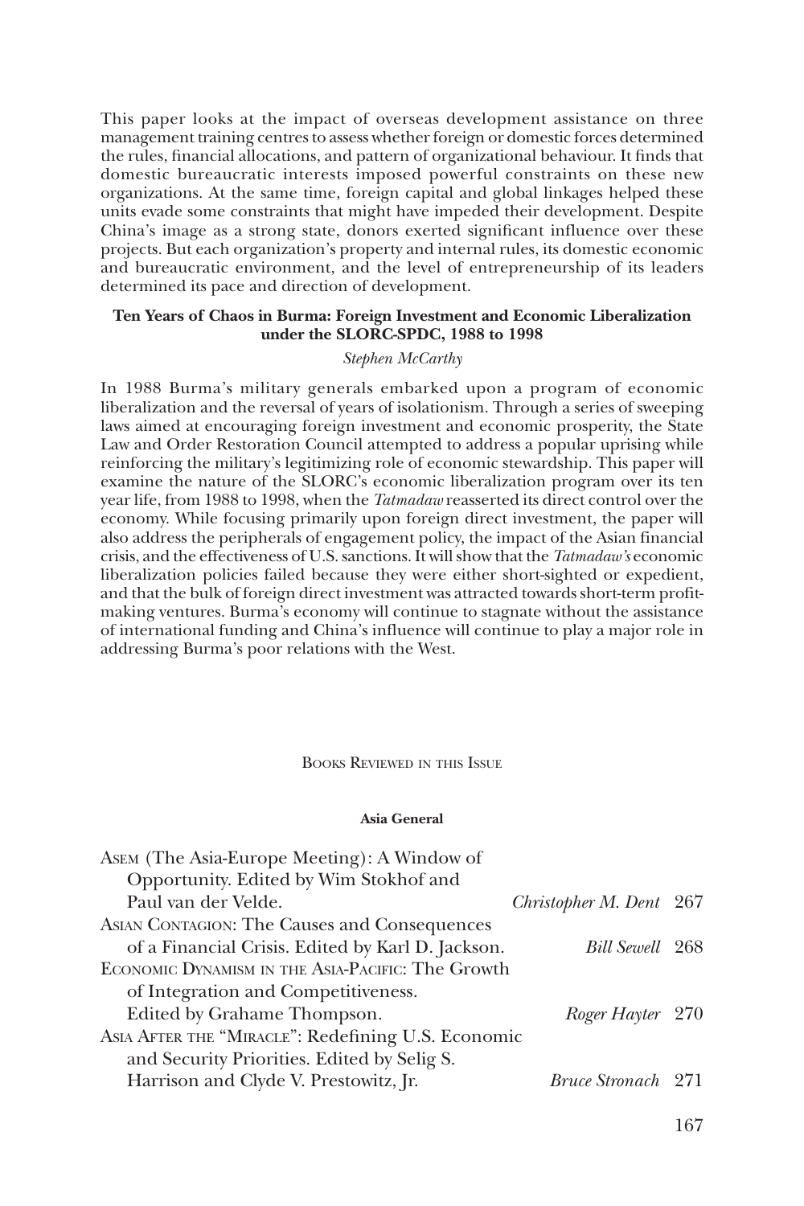This paper looks at the impact of overseas development assistance on three management training centres to assess whether foreign or domestic forces determined the rules, financial allocations, and pattern of organizational behaviour. It finds that domestic bureaucratic interests imposed powerful constraints on these new organizations. At the same time, foreign capital and global linkages helped these units evade some constraints that might have impeded their development. Despite China's image as a strong state, donors exerted significant influence over these projects. But each organization's property and internal rules, its domestic economic and bureaucratic environment, and the level of entrepreneurship of its leaders determined its pace and direction of development.

**Ten Years of Chaos in Burma: Foreign Investment and Economic Liberalization under the SLORC-SPDC, 1988 to 1998**

*Stephen McCarthy*

In 1988 Burma's military generals embarked upon a program of economic liberalization and the reversal of years of isolationism. Through a series of sweeping laws aimed at encouraging foreign investment and economic prosperity, the State Law and Order Restoration Council attempted to address a popular uprising while reinforcing the military's legitimizing role of economic stewardship. This paper will examine the nature of the SLORC's economic liberalization program over its ten year life, from 1988 to 1998, when the *Tatmadaw* reasserted its direct control over the economy. While focusing primarily upon foreign direct investment, the paper will also address the peripherals of engagement policy, the impact of the Asian financial crisis, and the effectiveness of U.S. sanctions. It will show that the *Tatmadaw's* economic liberalization policies failed because they were either short-sighted or expedient, and that the bulk of foreign direct investment was attracted towards short-term profit-making ventures. Burma's economy will continue to stagnate without the assistance of international funding and China's influence will continue to play a major role in addressing Burma's poor relations with the West.

## Books Reviewed in this Issue

### Asia General

| | | |
|---|---|---|
| ASEM (The Asia-Europe Meeting): A Window of Opportunity. Edited by Wim Stokhof and Paul van der Velde. | *Christopher M. Dent* | 267 |
| ASIAN CONTAGION: The Causes and Consequences of a Financial Crisis. Edited by Karl D. Jackson. | *Bill Sewell* | 268 |
| ECONOMIC DYNAMISM IN THE ASIA-PACIFIC: The Growth of Integration and Competitiveness. Edited by Grahame Thompson. | *Roger Hayter* | 270 |
| ASIA AFTER THE "MIRACLE": Redefining U.S. Economic and Security Priorities. Edited by Selig S. Harrison and Clyde V. Prestowitz, Jr. | *Bruce Stronach* | 271 |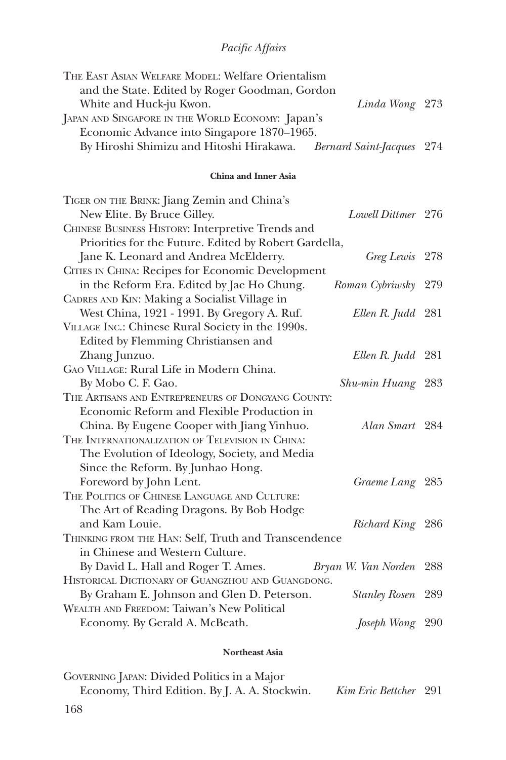The East Asian Welfare Model: Welfare Orientalism and the State. Edited by Roger Goodman, Gordon White and Huck-ju Kwon. *Linda Wong* 273

Japan and Singapore in the World Economy: Japan's Economic Advance into Singapore 1870–1965. By Hiroshi Shimizu and Hitoshi Hirakawa. *Bernard Saint-Jacques* 274

**China and Inner Asia**

Tiger on the Brink: Jiang Zemin and China's New Elite. By Bruce Gilley. *Lowell Dittmer* 276

Chinese Business History: Interpretive Trends and Priorities for the Future. Edited by Robert Gardella, Jane K. Leonard and Andrea McElderry. *Greg Lewis* 278

Cities in China: Recipes for Economic Development in the Reform Era. Edited by Jae Ho Chung. *Roman Cybriwsky* 279

Cadres and Kin: Making a Socialist Village in West China, 1921 - 1991. By Gregory A. Ruf. *Ellen R. Judd* 281

Village Inc.: Chinese Rural Society in the 1990s. Edited by Flemming Christiansen and Zhang Junzuo. *Ellen R. Judd* 281

Gao Village: Rural Life in Modern China. By Mobo C. F. Gao. *Shu-min Huang* 283

The Artisans and Entrepreneurs of Dongyang County: Economic Reform and Flexible Production in China. By Eugene Cooper with Jiang Yinhuo. *Alan Smart* 284

The Internationalization of Television in China: The Evolution of Ideology, Society, and Media Since the Reform. By Junhao Hong. Foreword by John Lent. *Graeme Lang* 285

The Politics of Chinese Language and Culture: The Art of Reading Dragons. By Bob Hodge and Kam Louie. *Richard King* 286

Thinking from the Han: Self, Truth and Transcendence in Chinese and Western Culture. By David L. Hall and Roger T. Ames. *Bryan W. Van Norden* 288

Historical Dictionary of Guangzhou and Guangdong. By Graham E. Johnson and Glen D. Peterson. *Stanley Rosen* 289

Wealth and Freedom: Taiwan's New Political Economy. By Gerald A. McBeath. *Joseph Wong* 290

**Northeast Asia**

Governing Japan: Divided Politics in a Major Economy, Third Edition. By J. A. A. Stockwin. *Kim Eric Bettcher* 291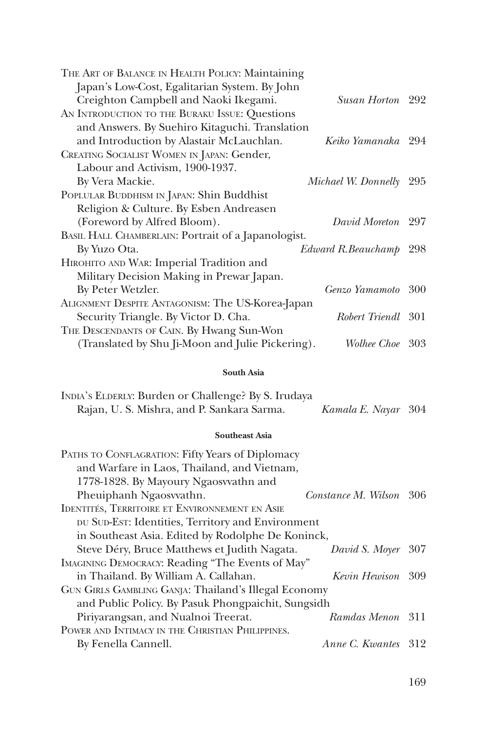The Art of Balance in Health Policy: Maintaining Japan's Low-Cost, Egalitarian System. By John Creighton Campbell and Naoki Ikegami. *Susan Horton* 292

An Introduction to the Buraku Issue: Questions and Answers. By Suehiro Kitaguchi. Translation and Introduction by Alastair McLauchlan. *Keiko Yamanaka* 294

Creating Socialist Women in Japan: Gender, Labour and Activism, 1900-1937. By Vera Mackie. *Michael W. Donnelly* 295

Poplular Buddhism in Japan: Shin Buddhist Religion & Culture. By Esben Andreasen (Foreword by Alfred Bloom). *David Moreton* 297

Basil Hall Chamberlain: Portrait of a Japanologist. By Yuzo Ota. *Edward R.Beauchamp* 298

Hirohito and War: Imperial Tradition and Military Decision Making in Prewar Japan. By Peter Wetzler. *Genzo Yamamoto* 300

Alignment Despite Antagonism: The US-Korea-Japan Security Triangle. By Victor D. Cha. *Robert Triendl* 301

The Descendants of Cain. By Hwang Sun-Won (Translated by Shu Ji-Moon and Julie Pickering). *Wolhee Choe* 303

**South Asia**

India's Elderly: Burden or Challenge? By S. Irudaya Rajan, U. S. Mishra, and P. Sankara Sarma. *Kamala E. Nayar* 304

**Southeast Asia**

Paths to Conflagration: Fifty Years of Diplomacy and Warfare in Laos, Thailand, and Vietnam, 1778-1828. By Mayoury Ngaosvvathn and Pheuiphanh Ngaosvvathn. *Constance M. Wilson* 306

Identités, Territoire et Environnement en Asie du Sud-Est: Identities, Territory and Environment in Southeast Asia. Edited by Rodolphe De Koninck, Steve Déry, Bruce Matthews et Judith Nagata. *David S. Moyer* 307

Imagining Democracy: Reading "The Events of May" in Thailand. By William A. Callahan. *Kevin Hewison* 309

Gun Girls Gambling Ganja: Thailand's Illegal Economy and Public Policy. By Pasuk Phongpaichit, Sungsidh Piriyarangsan, and Nualnoi Treerat. *Ramdas Menon* 311

Power and Intimacy in the Christian Philippines. By Fenella Cannell. *Anne C. Kwantes* 312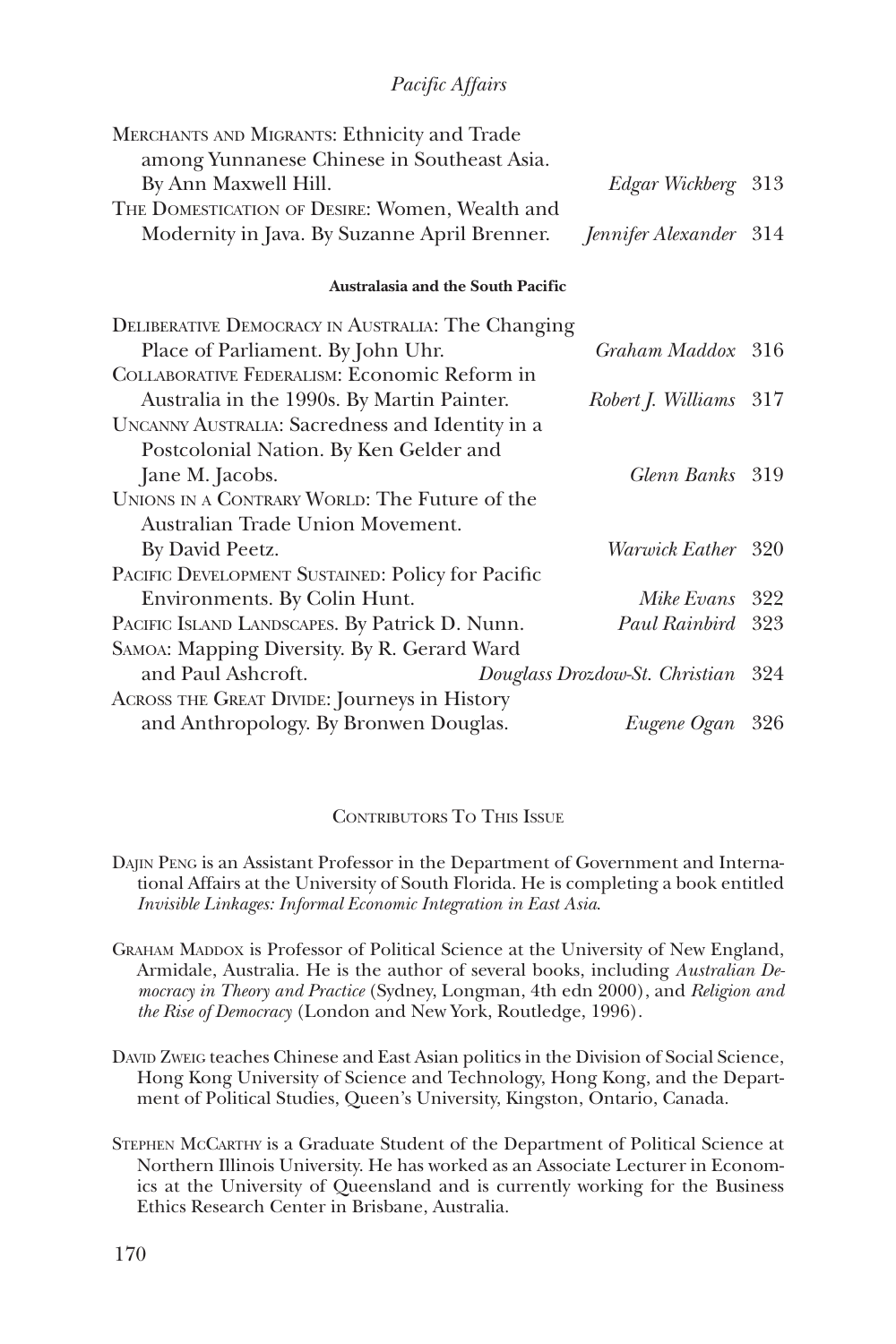Merchants and Migrants: Ethnicity and Trade among Yunnanese Chinese in Southeast Asia. By Ann Maxwell Hill. — *Edgar Wickberg* 313

The Domestication of Desire: Women, Wealth and Modernity in Java. By Suzanne April Brenner. — *Jennifer Alexander* 314

**Australasia and the South Pacific**

Deliberative Democracy in Australia: The Changing Place of Parliament. By John Uhr. — *Graham Maddox* 316

Collaborative Federalism: Economic Reform in Australia in the 1990s. By Martin Painter. — *Robert J. Williams* 317

Uncanny Australia: Sacredness and Identity in a Postcolonial Nation. By Ken Gelder and Jane M. Jacobs. — *Glenn Banks* 319

Unions in a Contrary World: The Future of the Australian Trade Union Movement. By David Peetz. — *Warwick Eather* 320

Pacific Development Sustained: Policy for Pacific Environments. By Colin Hunt. — *Mike Evans* 322

Pacific Island Landscapes. By Patrick D. Nunn. — *Paul Rainbird* 323

Samoa: Mapping Diversity. By R. Gerard Ward and Paul Ashcroft. — *Douglass Drozdow-St. Christian* 324

Across the Great Divide: Journeys in History and Anthropology. By Bronwen Douglas. — *Eugene Ogan* 326

## Contributors To This Issue

Dajin Peng is an Assistant Professor in the Department of Government and International Affairs at the University of South Florida. He is completing a book entitled *Invisible Linkages: Informal Economic Integration in East Asia*.

Graham Maddox is Professor of Political Science at the University of New England, Armidale, Australia. He is the author of several books, including *Australian Democracy in Theory and Practice* (Sydney, Longman, 4th edn 2000), and *Religion and the Rise of Democracy* (London and New York, Routledge, 1996).

David Zweig teaches Chinese and East Asian politics in the Division of Social Science, Hong Kong University of Science and Technology, Hong Kong, and the Department of Political Studies, Queen's University, Kingston, Ontario, Canada.

Stephen McCarthy is a Graduate Student of the Department of Political Science at Northern Illinois University. He has worked as an Associate Lecturer in Economics at the University of Queensland and is currently working for the Business Ethics Research Center in Brisbane, Australia.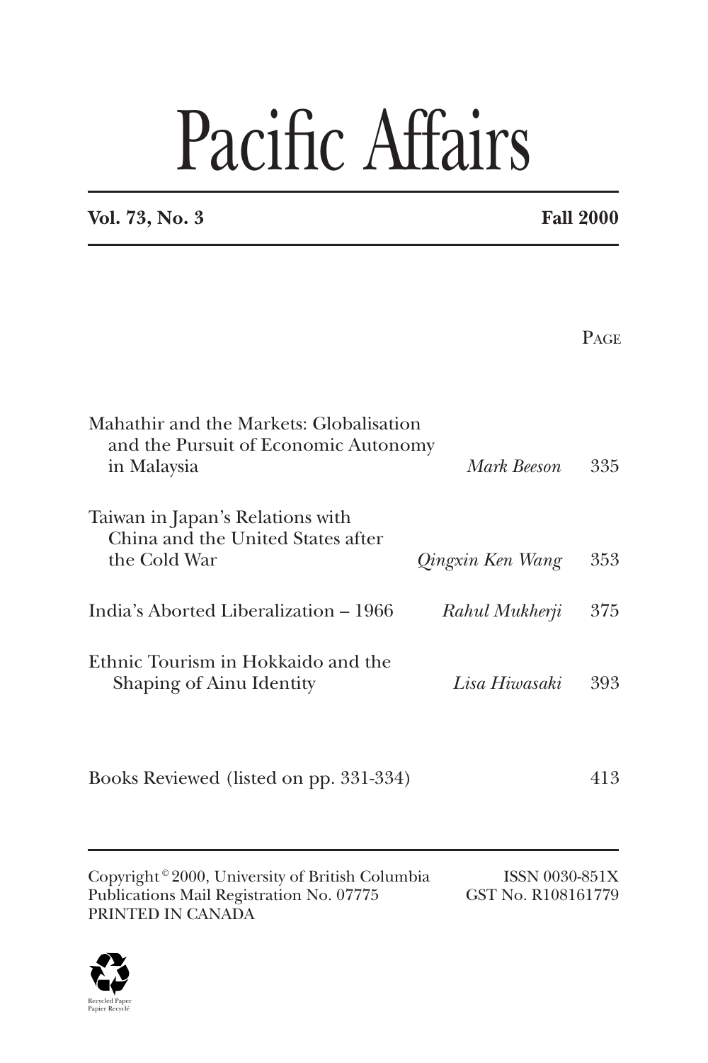# Pacific Affairs

**Vol. 73, No. 3** **Fall 2000**

| | | PAGE |
|---|---|---|
| Mahathir and the Markets: Globalisation and the Pursuit of Economic Autonomy in Malaysia | *Mark Beeson* | 335 |
| Taiwan in Japan's Relations with China and the United States after the Cold War | *Qingxin Ken Wang* | 353 |
| India's Aborted Liberalization – 1966 | *Rahul Mukherji* | 375 |
| Ethnic Tourism in Hokkaido and the Shaping of Ainu Identity | *Lisa Hiwasaki* | 393 |
| Books Reviewed (listed on pp. 331-334) | | 413 |

Copyright © 2000, University of British Columbia
Publications Mail Registration No. 07775
PRINTED IN CANADA

ISSN 0030-851X
GST No. R108161779

Recycled Paper
Papier Recyclé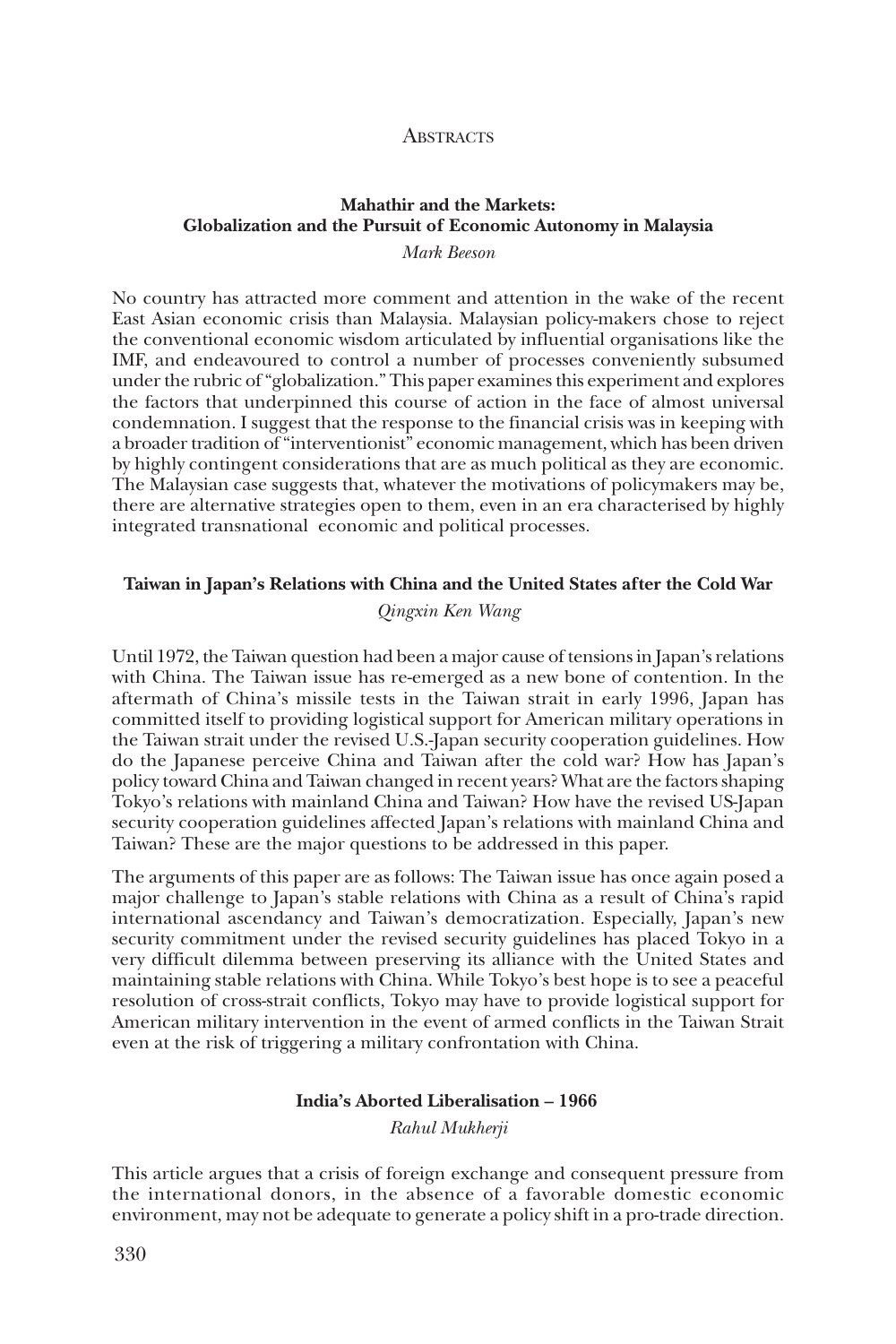# Abstracts

### Mahathir and the Markets: Globalization and the Pursuit of Economic Autonomy in Malaysia

*Mark Beeson*

No country has attracted more comment and attention in the wake of the recent East Asian economic crisis than Malaysia. Malaysian policy-makers chose to reject the conventional economic wisdom articulated by influential organisations like the IMF, and endeavoured to control a number of processes conveniently subsumed under the rubric of "globalization." This paper examines this experiment and explores the factors that underpinned this course of action in the face of almost universal condemnation. I suggest that the response to the financial crisis was in keeping with a broader tradition of "interventionist" economic management, which has been driven by highly contingent considerations that are as much political as they are economic. The Malaysian case suggests that, whatever the motivations of policymakers may be, there are alternative strategies open to them, even in an era characterised by highly integrated transnational economic and political processes.

### Taiwan in Japan's Relations with China and the United States after the Cold War

*Qingxin Ken Wang*

Until 1972, the Taiwan question had been a major cause of tensions in Japan's relations with China. The Taiwan issue has re-emerged as a new bone of contention. In the aftermath of China's missile tests in the Taiwan strait in early 1996, Japan has committed itself to providing logistical support for American military operations in the Taiwan strait under the revised U.S.-Japan security cooperation guidelines. How do the Japanese perceive China and Taiwan after the cold war? How has Japan's policy toward China and Taiwan changed in recent years? What are the factors shaping Tokyo's relations with mainland China and Taiwan? How have the revised US-Japan security cooperation guidelines affected Japan's relations with mainland China and Taiwan? These are the major questions to be addressed in this paper.

The arguments of this paper are as follows: The Taiwan issue has once again posed a major challenge to Japan's stable relations with China as a result of China's rapid international ascendancy and Taiwan's democratization. Especially, Japan's new security commitment under the revised security guidelines has placed Tokyo in a very difficult dilemma between preserving its alliance with the United States and maintaining stable relations with China. While Tokyo's best hope is to see a peaceful resolution of cross-strait conflicts, Tokyo may have to provide logistical support for American military intervention in the event of armed conflicts in the Taiwan Strait even at the risk of triggering a military confrontation with China.

### India's Aborted Liberalisation – 1966

*Rahul Mukherji*

This article argues that a crisis of foreign exchange and consequent pressure from the international donors, in the absence of a favorable domestic economic environment, may not be adequate to generate a policy shift in a pro-trade direction.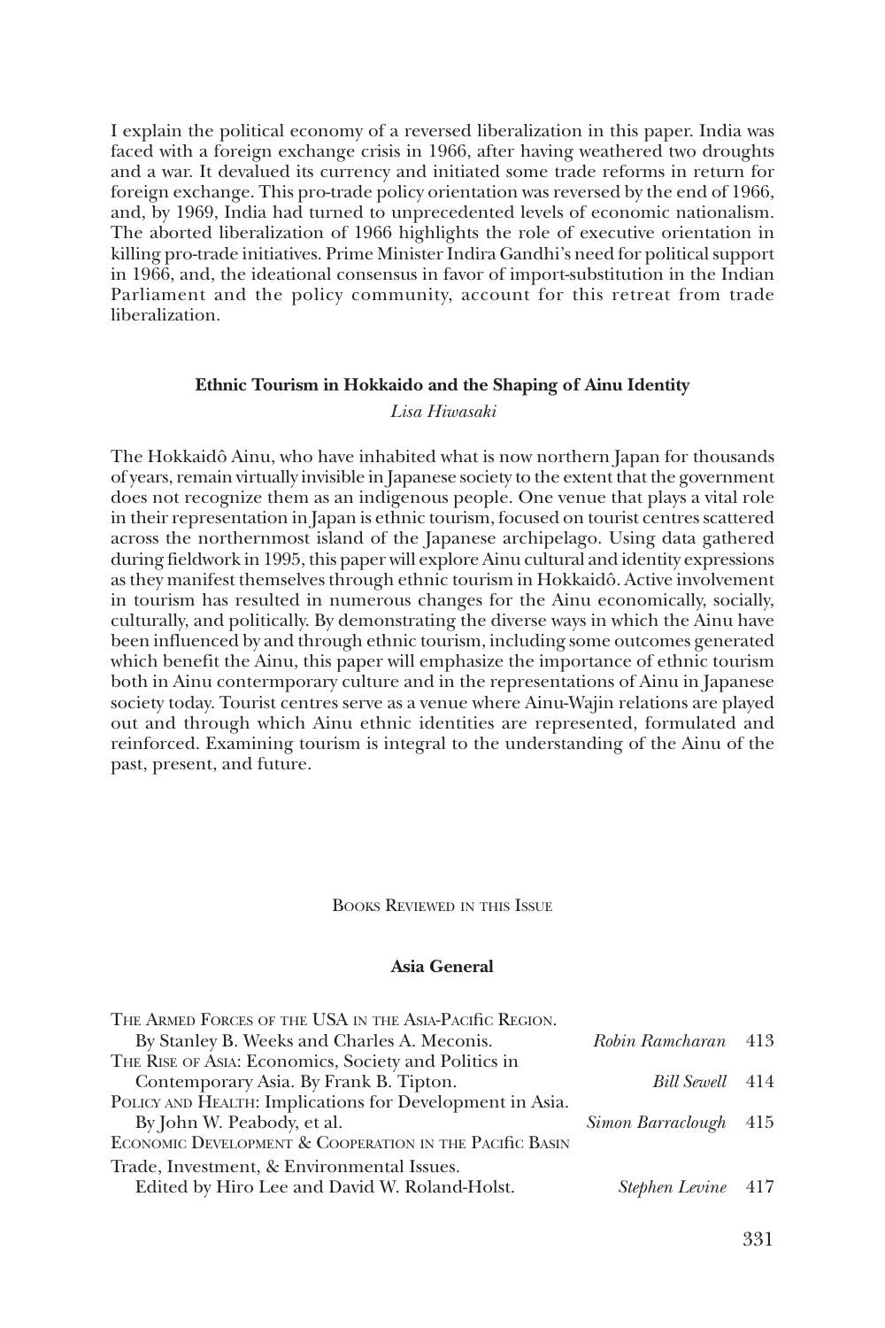I explain the political economy of a reversed liberalization in this paper. India was faced with a foreign exchange crisis in 1966, after having weathered two droughts and a war. It devalued its currency and initiated some trade reforms in return for foreign exchange. This pro-trade policy orientation was reversed by the end of 1966, and, by 1969, India had turned to unprecedented levels of economic nationalism. The aborted liberalization of 1966 highlights the role of executive orientation in killing pro-trade initiatives. Prime Minister Indira Gandhi's need for political support in 1966, and, the ideational consensus in favor of import-substitution in the Indian Parliament and the policy community, account for this retreat from trade liberalization.

### Ethnic Tourism in Hokkaido and the Shaping of Ainu Identity

*Lisa Hiwasaki*

The Hokkaidô Ainu, who have inhabited what is now northern Japan for thousands of years, remain virtually invisible in Japanese society to the extent that the government does not recognize them as an indigenous people. One venue that plays a vital role in their representation in Japan is ethnic tourism, focused on tourist centres scattered across the northernmost island of the Japanese archipelago. Using data gathered during fieldwork in 1995, this paper will explore Ainu cultural and identity expressions as they manifest themselves through ethnic tourism in Hokkaidô. Active involvement in tourism has resulted in numerous changes for the Ainu economically, socially, culturally, and politically. By demonstrating the diverse ways in which the Ainu have been influenced by and through ethnic tourism, including some outcomes generated which benefit the Ainu, this paper will emphasize the importance of ethnic tourism both in Ainu contermporary culture and in the representations of Ainu in Japanese society today. Tourist centres serve as a venue where Ainu-Wajin relations are played out and through which Ainu ethnic identities are represented, formulated and reinforced. Examining tourism is integral to the understanding of the Ainu of the past, present, and future.

## Books Reviewed in this Issue

### Asia General

| | | |
|---|---|---|
| The Armed Forces of the USA in the Asia-Pacific Region. By Stanley B. Weeks and Charles A. Meconis. | *Robin Ramcharan* | 413 |
| The Rise of Asia: Economics, Society and Politics in Contemporary Asia. By Frank B. Tipton. | *Bill Sewell* | 414 |
| Policy and Health: Implications for Development in Asia. By John W. Peabody, et al. | *Simon Barraclough* | 415 |
| Economic Development & Cooperation in the Pacific Basin Trade, Investment, & Environmental Issues. Edited by Hiro Lee and David W. Roland-Holst. | *Stephen Levine* | 417 |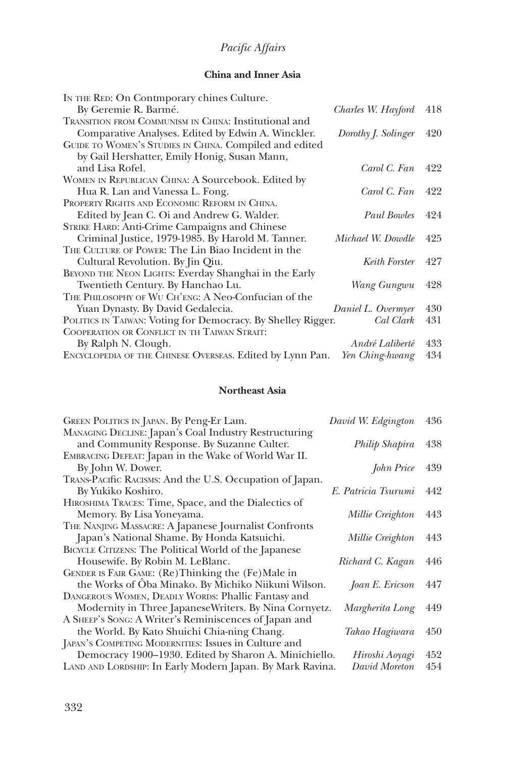## China and Inner Asia

| | | |
|---|---|---|
| IN THE RED: On Contmporary chines Culture. By Geremie R. Barmé. | *Charles W. Hayford* | 418 |
| TRANSITION FROM COMMUNISM IN CHINA: Institutional and Comparative Analyses. Edited by Edwin A. Winckler. | *Dorothy J. Solinger* | 420 |
| GUIDE TO WOMEN'S STUDIES IN CHINA. Compiled and edited by Gail Hershatter, Emily Honig, Susan Mann, and Lisa Rofel. | *Carol C. Fan* | 422 |
| WOMEN IN REPUBLICAN CHINA: A Sourcebook. Edited by Hua R. Lan and Vanessa L. Fong. | *Carol C. Fan* | 422 |
| PROPERTY RIGHTS AND ECONOMIC REFORM IN CHINA. Edited by Jean C. Oi and Andrew G. Walder. | *Paul Bowles* | 424 |
| STRIKE HARD: Anti-Crime Campaigns and Chinese Criminal Justice, 1979-1985. By Harold M. Tanner. | *Michael W. Dowdle* | 425 |
| THE CULTURE OF POWER: The Lin Biao Incident in the Cultural Revolution. By Jin Qiu. | *Keith Forster* | 427 |
| BEYOND THE NEON LIGHTS: Everday Shanghai in the Early Twentieth Century. By Hanchao Lu. | *Wang Gungwu* | 428 |
| THE PHILOSOPHY OF WU CH'ENG: A Neo-Confucian of the Yuan Dynasty. By David Gedalecia. | *Daniel L. Overmyer* | 430 |
| POLITICS IN TAIWAN: Voting for Democracy. By Shelley Rigger. | *Cal Clark* | 431 |
| COOPERATION OR CONFLICT IN TH TAIWAN STRAIT: By Ralph N. Clough. | *André Laliberté* | 433 |
| ENCYCLOPEDIA OF THE CHINESE OVERSEAS. Edited by Lynn Pan. | *Yen Ching-hwang* | 434 |

## Northeast Asia

| | | |
|---|---|---|
| GREEN POLITICS IN JAPAN. By Peng-Er Lam. | *David W. Edgington* | 436 |
| MANAGING DECLINE: Japan's Coal Industry Restructuring and Community Response. By Suzanne Culter. | *Philip Shapira* | 438 |
| EMBRACING DEFEAT: Japan in the Wake of World War II. By John W. Dower. | *John Price* | 439 |
| TRANS-PACIFIC RACISMS: And the U.S. Occupation of Japan. By Yukiko Koshiro. | *E. Patricia Tsurumi* | 442 |
| HIROSHIMA TRACES: Time, Space, and the Dialectics of Memory. By Lisa Yoneyama. | *Millie Creighton* | 443 |
| THE NANJING MASSACRE: A Japanese Journalist Confronts Japan's National Shame. By Honda Katsuichi. | *Millie Creighton* | 443 |
| BICYCLE CITIZENS: The Political World of the Japanese Housewife. By Robin M. LeBlanc. | *Richard C. Kagan* | 446 |
| GENDER IS FAIR GAME: (Re)Thinking the (Fe)Male in the Works of Ôba Minako. By Michiko Niikuni Wilson. | *Joan E. Ericson* | 447 |
| DANGEROUS WOMEN, DEADLY WORDS: Phallic Fantasy and Modernity in Three JapaneseWriters. By Nina Cornyetz. | *Margherita Long* | 449 |
| A SHEEP'S SONG: A Writer's Reminiscences of Japan and the World. By Kato Shuichi Chia-ning Chang. | *Takao Hagiwara* | 450 |
| JAPAN'S COMPETING MODERNITIES: Issues in Culture and Democracy 1900–1930. Edited by Sharon A. Minichiello. | *Hiroshi Aoyagi* | 452 |
| LAND AND LORDSHIP: In Early Modern Japan. By Mark Ravina. | *David Moreton* | 454 |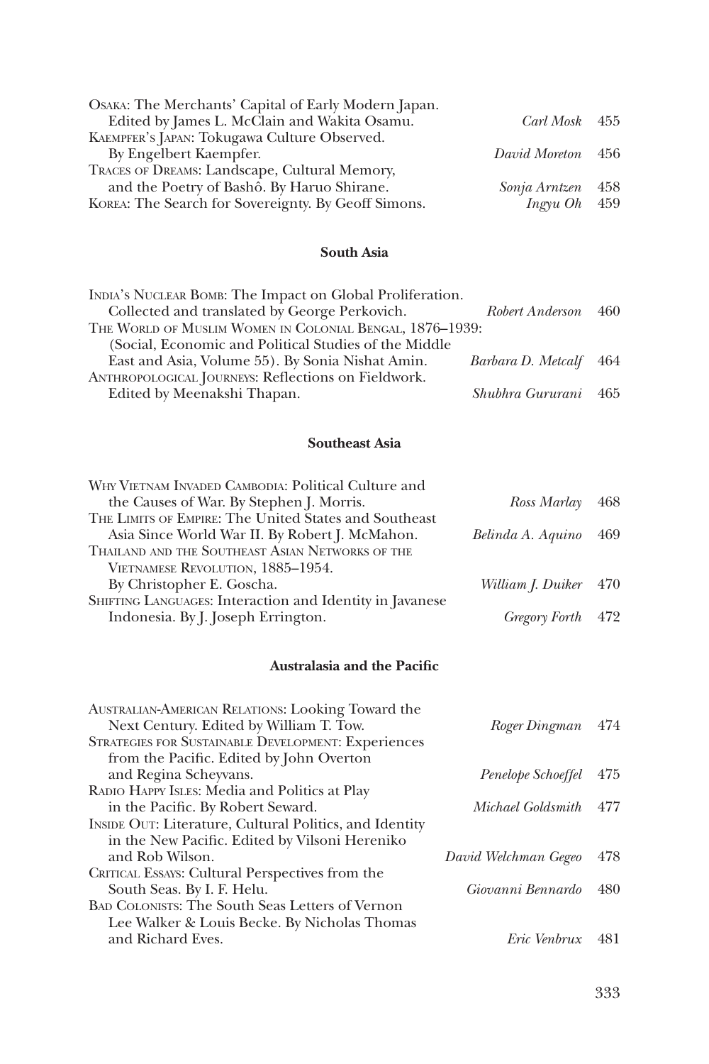Osaka: The Merchants' Capital of Early Modern Japan. Edited by James L. McClain and Wakita Osamu. *Carl Mosk* 455

Kaempfer's Japan: Tokugawa Culture Observed. By Engelbert Kaempfer. *David Moreton* 456

Traces of Dreams: Landscape, Cultural Memory, and the Poetry of Bashô. By Haruo Shirane. *Sonja Arntzen* 458

Korea: The Search for Sovereignty. By Geoff Simons. *Ingyu Oh* 459

### South Asia

India's Nuclear Bomb: The Impact on Global Proliferation. Collected and translated by George Perkovich. *Robert Anderson* 460

The World of Muslim Women in Colonial Bengal, 1876–1939: (Social, Economic and Political Studies of the Middle East and Asia, Volume 55). By Sonia Nishat Amin. *Barbara D. Metcalf* 464

Anthropological Journeys: Reflections on Fieldwork. Edited by Meenakshi Thapan. *Shubhra Gururani* 465

### Southeast Asia

Why Vietnam Invaded Cambodia: Political Culture and the Causes of War. By Stephen J. Morris. *Ross Marlay* 468

The Limits of Empire: The United States and Southeast Asia Since World War II. By Robert J. McMahon. *Belinda A. Aquino* 469

Thailand and the Southeast Asian Networks of the Vietnamese Revolution, 1885–1954. By Christopher E. Goscha. *William J. Duiker* 470

Shifting Languages: Interaction and Identity in Javanese Indonesia. By J. Joseph Errington. *Gregory Forth* 472

### Australasia and the Pacific

Australian-American Relations: Looking Toward the Next Century. Edited by William T. Tow. *Roger Dingman* 474

Strategies for Sustainable Development: Experiences from the Pacific. Edited by John Overton and Regina Scheyvans. *Penelope Schoeffel* 475

Radio Happy Isles: Media and Politics at Play in the Pacific. By Robert Seward. *Michael Goldsmith* 477

Inside Out: Literature, Cultural Politics, and Identity in the New Pacific. Edited by Vilsoni Hereniko and Rob Wilson. *David Welchman Gegeo* 478

Critical Essays: Cultural Perspectives from the South Seas. By I. F. Helu. *Giovanni Bennardo* 480

Bad Colonists: The South Seas Letters of Vernon Lee Walker & Louis Becke. By Nicholas Thomas and Richard Eves. *Eric Venbrux* 481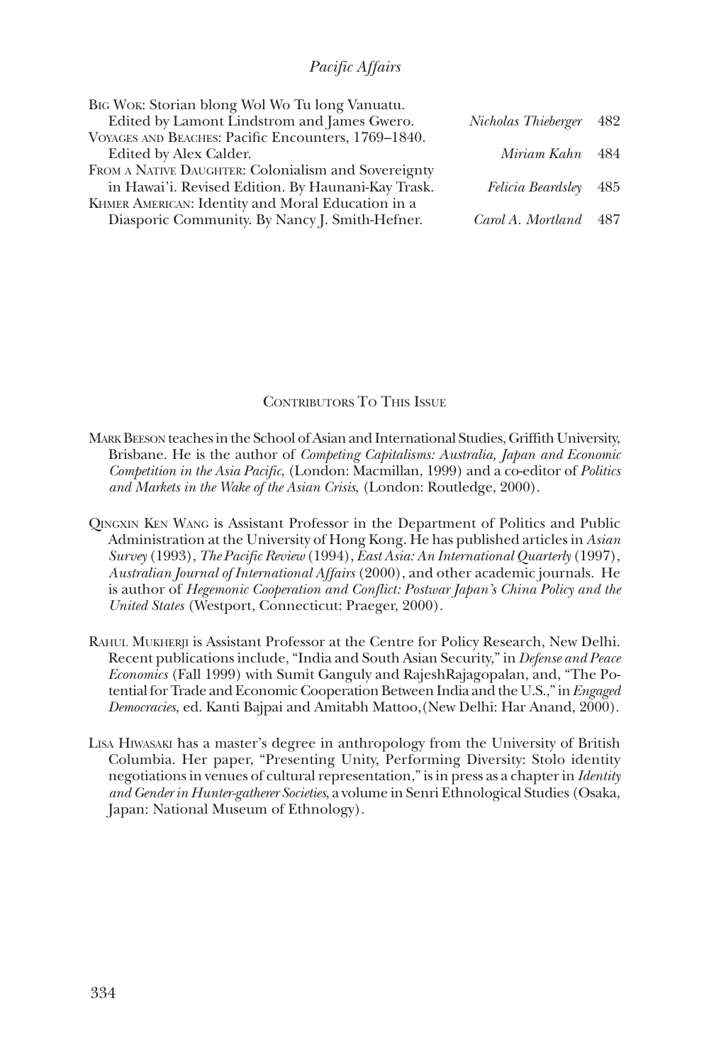| | | |
|---|---|---|
| BIG WOK: Storian blong Wol Wo Tu long Vanuatu. Edited by Lamont Lindstrom and James Gwero. | *Nicholas Thieberger* | 482 |
| VOYAGES AND BEACHES: Pacific Encounters, 1769–1840. Edited by Alex Calder. | *Miriam Kahn* | 484 |
| FROM A NATIVE DAUGHTER: Colonialism and Sovereignty in Hawai'i. Revised Edition. By Haunani-Kay Trask. | *Felicia Beardsley* | 485 |
| KHMER AMERICAN: Identity and Moral Education in a Diasporic Community. By Nancy J. Smith-Hefner. | *Carol A. Mortland* | 487 |

## CONTRIBUTORS TO THIS ISSUE

MARK BEESON teaches in the School of Asian and International Studies, Griffith University, Brisbane. He is the author of *Competing Capitalisms: Australia, Japan and Economic Competition in the Asia Pacific*, (London: Macmillan, 1999) and a co-editor of *Politics and Markets in the Wake of the Asian Crisis*, (London: Routledge, 2000).

QINGXIN KEN WANG is Assistant Professor in the Department of Politics and Public Administration at the University of Hong Kong. He has published articles in *Asian Survey* (1993), *The Pacific Review* (1994), *East Asia: An International Quarterly* (1997), *Australian Journal of International Affairs* (2000), and other academic journals. He is author of *Hegemonic Cooperation and Conflict: Postwar Japan's China Policy and the United States* (Westport, Connecticut: Praeger, 2000).

RAHUL MUKHERJI is Assistant Professor at the Centre for Policy Research, New Delhi. Recent publications include, "India and South Asian Security," in *Defense and Peace Economics* (Fall 1999) with Sumit Ganguly and RajeshRajagopalan, and, "The Potential for Trade and Economic Cooperation Between India and the U.S.," in *Engaged Democracies*, ed. Kanti Bajpai and Amitabh Mattoo,(New Delhi: Har Anand, 2000).

LISA HIWASAKI has a master's degree in anthropology from the University of British Columbia. Her paper, "Presenting Unity, Performing Diversity: Stolo identity negotiations in venues of cultural representation," is in press as a chapter in *Identity and Gender in Hunter-gatherer Societies*, a volume in Senri Ethnological Studies (Osaka, Japan: National Museum of Ethnology).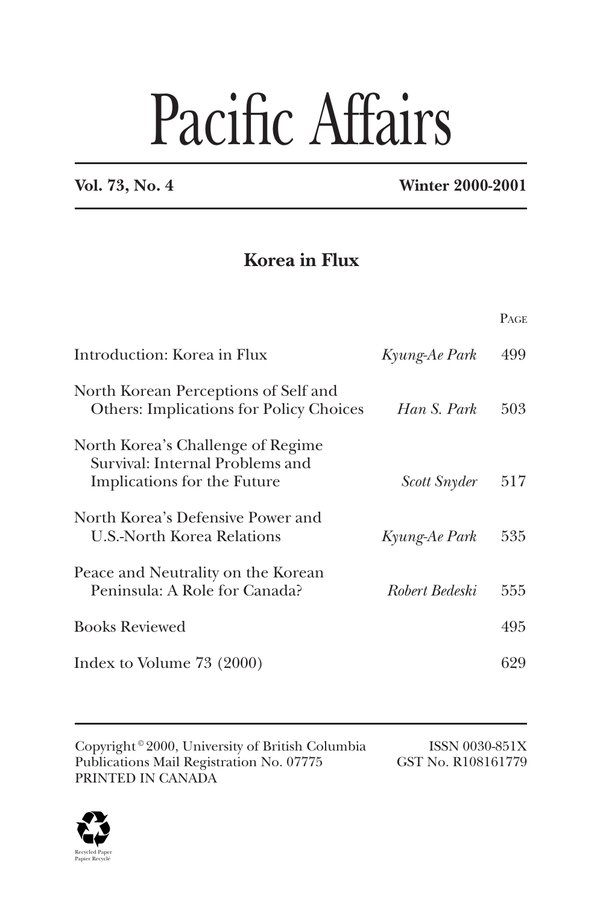# Pacific Affairs

**Vol. 73, No. 4** **Winter 2000-2001**

## Korea in Flux

| | | PAGE |
|---|---|---|
| Introduction: Korea in Flux | *Kyung-Ae Park* | 499 |
| North Korean Perceptions of Self and Others: Implications for Policy Choices | *Han S. Park* | 503 |
| North Korea's Challenge of Regime Survival: Internal Problems and Implications for the Future | *Scott Snyder* | 517 |
| North Korea's Defensive Power and U.S.-North Korea Relations | *Kyung-Ae Park* | 535 |
| Peace and Neutrality on the Korean Peninsula: A Role for Canada? | *Robert Bedeski* | 555 |
| Books Reviewed | | 495 |
| Index to Volume 73 (2000) | | 629 |

Copyright © 2000, University of British Columbia
Publications Mail Registration No. 07775
PRINTED IN CANADA

ISSN 0030-851X
GST No. R108161779

Recycled Paper
Papier Recyclé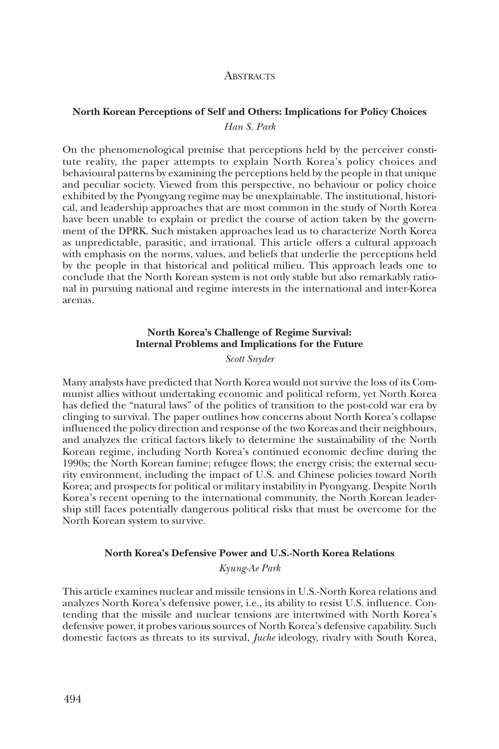# Abstracts

## North Korean Perceptions of Self and Others: Implications for Policy Choices

*Han S. Park*

On the phenomenological premise that perceptions held by the perceiver constitute reality, the paper attempts to explain North Korea's policy choices and behavioural patterns by examining the perceptions held by the people in that unique and peculiar society. Viewed from this perspective, no behaviour or policy choice exhibited by the Pyongyang regime may be unexplainable. The institutional, historical, and leadership approaches that are most common in the study of North Korea have been unable to explain or predict the course of action taken by the government of the DPRK. Such mistaken approaches lead us to characterize North Korea as unpredictable, parasitic, and irrational. This article offers a cultural approach with emphasis on the norms, values, and beliefs that underlie the perceptions held by the people in that historical and political milieu. This approach leads one to conclude that the North Korean system is not only stable but also remarkably rational in pursuing national and regime interests in the international and inter-Korea arenas.

## North Korea's Challenge of Regime Survival: Internal Problems and Implications for the Future

*Scott Snyder*

Many analysts have predicted that North Korea would not survive the loss of its Communist allies without undertaking economic and political reform, yet North Korea has defied the "natural laws" of the politics of transition to the post-cold war era by clinging to survival. The paper outlines how concerns about North Korea's collapse influenced the policy direction and response of the two Koreas and their neighbours, and analyzes the critical factors likely to determine the sustainability of the North Korean regime, including North Korea's continued economic decline during the 1990s; the North Korean famine; refugee flows; the energy crisis; the external security environment, including the impact of U.S. and Chinese policies toward North Korea; and prospects for political or military instability in Pyongyang. Despite North Korea's recent opening to the international community, the North Korean leadership still faces potentially dangerous political risks that must be overcome for the North Korean system to survive.

## North Korea's Defensive Power and U.S.-North Korea Relations

*Kyung-Ae Park*

This article examines nuclear and missile tensions in U.S.-North Korea relations and analyzes North Korea's defensive power, i.e., its ability to resist U.S. influence. Contending that the missile and nuclear tensions are intertwined with North Korea's defensive power, it probes various sources of North Korea's defensive capability. Such domestic factors as threats to its survival, *Juche* ideology, rivalry with South Korea,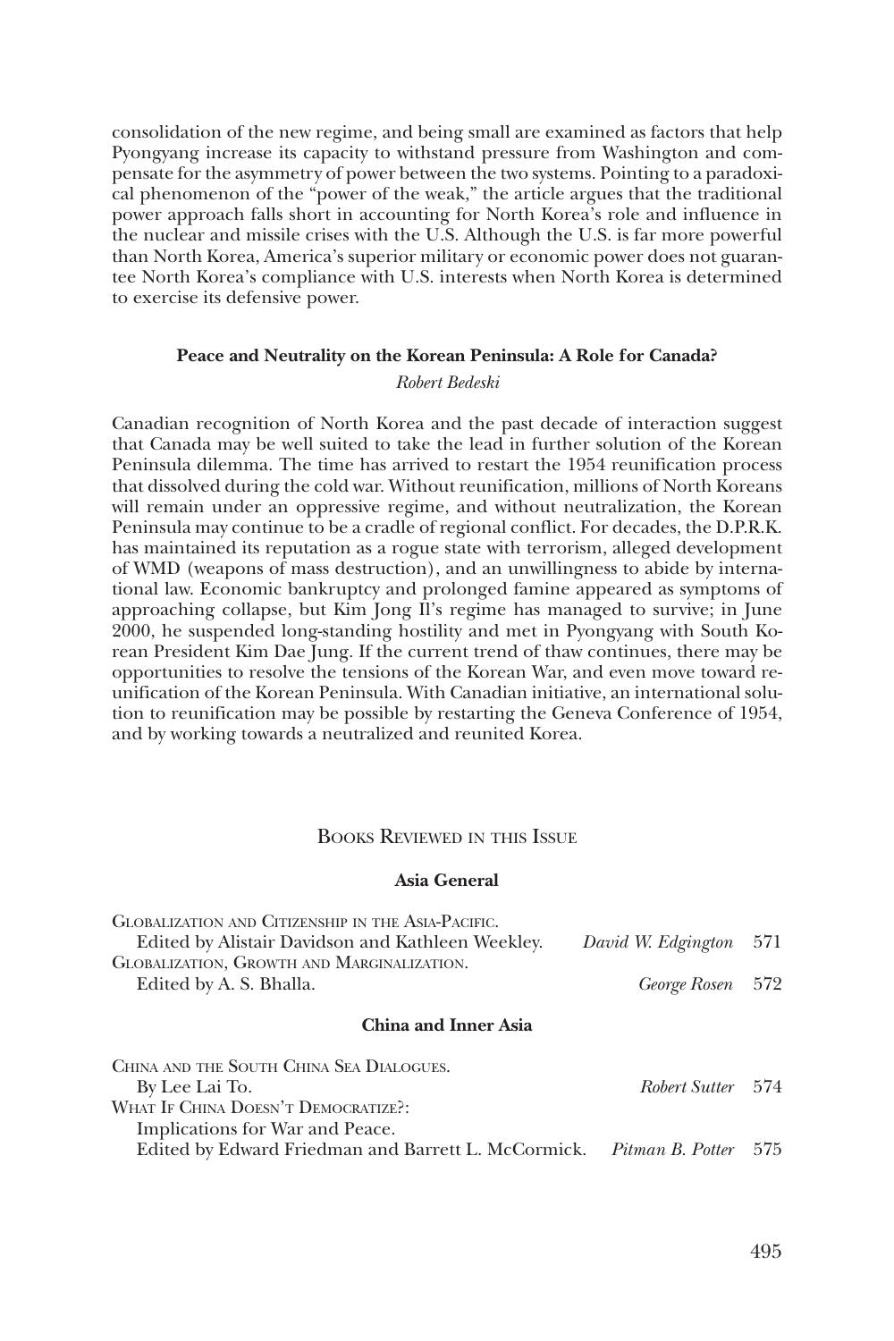consolidation of the new regime, and being small are examined as factors that help Pyongyang increase its capacity to withstand pressure from Washington and compensate for the asymmetry of power between the two systems. Pointing to a paradoxical phenomenon of the "power of the weak," the article argues that the traditional power approach falls short in accounting for North Korea's role and influence in the nuclear and missile crises with the U.S. Although the U.S. is far more powerful than North Korea, America's superior military or economic power does not guarantee North Korea's compliance with U.S. interests when North Korea is determined to exercise its defensive power.

### Peace and Neutrality on the Korean Peninsula: A Role for Canada?

*Robert Bedeski*

Canadian recognition of North Korea and the past decade of interaction suggest that Canada may be well suited to take the lead in further solution of the Korean Peninsula dilemma. The time has arrived to restart the 1954 reunification process that dissolved during the cold war. Without reunification, millions of North Koreans will remain under an oppressive regime, and without neutralization, the Korean Peninsula may continue to be a cradle of regional conflict. For decades, the D.P.R.K. has maintained its reputation as a rogue state with terrorism, alleged development of WMD (weapons of mass destruction), and an unwillingness to abide by international law. Economic bankruptcy and prolonged famine appeared as symptoms of approaching collapse, but Kim Jong Il's regime has managed to survive; in June 2000, he suspended long-standing hostility and met in Pyongyang with South Korean President Kim Dae Jung. If the current trend of thaw continues, there may be opportunities to resolve the tensions of the Korean War, and even move toward reunification of the Korean Peninsula. With Canadian initiative, an international solution to reunification may be possible by restarting the Geneva Conference of 1954, and by working towards a neutralized and reunited Korea.

## Books Reviewed in this Issue

### Asia General

Globalization and Citizenship in the Asia-Pacific.
Edited by Alistair Davidson and Kathleen Weekley. — *David W. Edgington* 571

Globalization, Growth and Marginalization.
Edited by A. S. Bhalla. — *George Rosen* 572

### China and Inner Asia

China and the South China Sea Dialogues.
By Lee Lai To. — *Robert Sutter* 574

What If China Doesn't Democratize?:
Implications for War and Peace.
Edited by Edward Friedman and Barrett L. McCormick. — *Pitman B. Potter* 575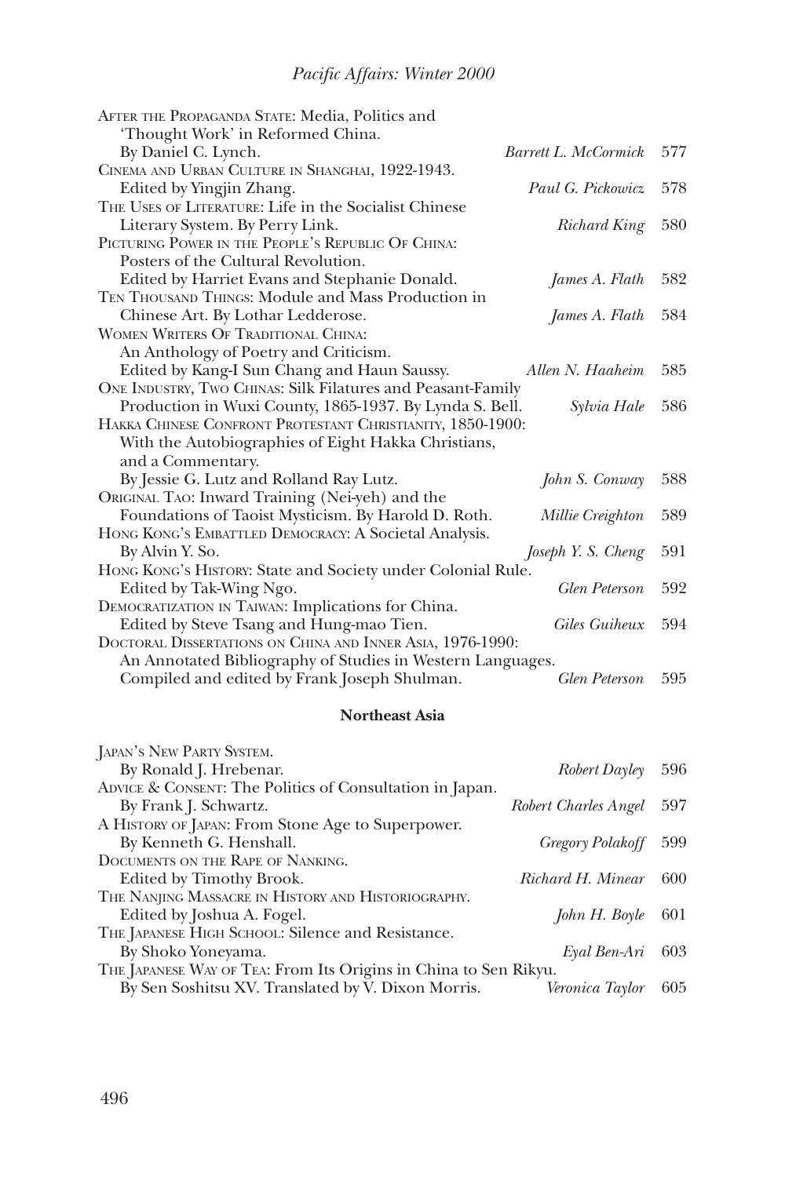After the Propaganda State: Media, Politics and 'Thought Work' in Reformed China. By Daniel C. Lynch. — *Barrett L. McCormick* 577

Cinema and Urban Culture in Shanghai, 1922-1943. Edited by Yingjin Zhang. — *Paul G. Pickowicz* 578

The Uses of Literature: Life in the Socialist Chinese Literary System. By Perry Link. — *Richard King* 580

Picturing Power in the People's Republic Of China: Posters of the Cultural Revolution. Edited by Harriet Evans and Stephanie Donald. — *James A. Flath* 582

Ten Thousand Things: Module and Mass Production in Chinese Art. By Lothar Ledderose. — *James A. Flath* 584

Women Writers Of Traditional China: An Anthology of Poetry and Criticism. Edited by Kang-I Sun Chang and Haun Saussy. — *Allen N. Haaheim* 585

One Industry, Two Chinas: Silk Filatures and Peasant-Family Production in Wuxi County, 1865-1937. By Lynda S. Bell. — *Sylvia Hale* 586

Hakka Chinese Confront Protestant Christianity, 1850-1900: With the Autobiographies of Eight Hakka Christians, and a Commentary. By Jessie G. Lutz and Rolland Ray Lutz. — *John S. Conway* 588

Original Tao: Inward Training (Nei-yeh) and the Foundations of Taoist Mysticism. By Harold D. Roth. — *Millie Creighton* 589

Hong Kong's Embattled Democracy: A Societal Analysis. By Alvin Y. So. — *Joseph Y. S. Cheng* 591

Hong Kong's History: State and Society under Colonial Rule. Edited by Tak-Wing Ngo. — *Glen Peterson* 592

Democratization in Taiwan: Implications for China. Edited by Steve Tsang and Hung-mao Tien. — *Giles Guiheux* 594

Doctoral Dissertations on China and Inner Asia, 1976-1990: An Annotated Bibliography of Studies in Western Languages. Compiled and edited by Frank Joseph Shulman. — *Glen Peterson* 595

**Northeast Asia**

Japan's New Party System. By Ronald J. Hrebenar. — *Robert Dayley* 596

Advice & Consent: The Politics of Consultation in Japan. By Frank J. Schwartz. — *Robert Charles Angel* 597

A History of Japan: From Stone Age to Superpower. By Kenneth G. Henshall. — *Gregory Polakoff* 599

Documents on the Rape of Nanking. Edited by Timothy Brook. — *Richard H. Minear* 600

The Nanjing Massacre in History and Historiography. Edited by Joshua A. Fogel. — *John H. Boyle* 601

The Japanese High School: Silence and Resistance. By Shoko Yoneyama. — *Eyal Ben-Ari* 603

The Japanese Way of Tea: From Its Origins in China to Sen Rikyu. By Sen Soshitsu XV. Translated by V. Dixon Morris. — *Veronica Taylor* 605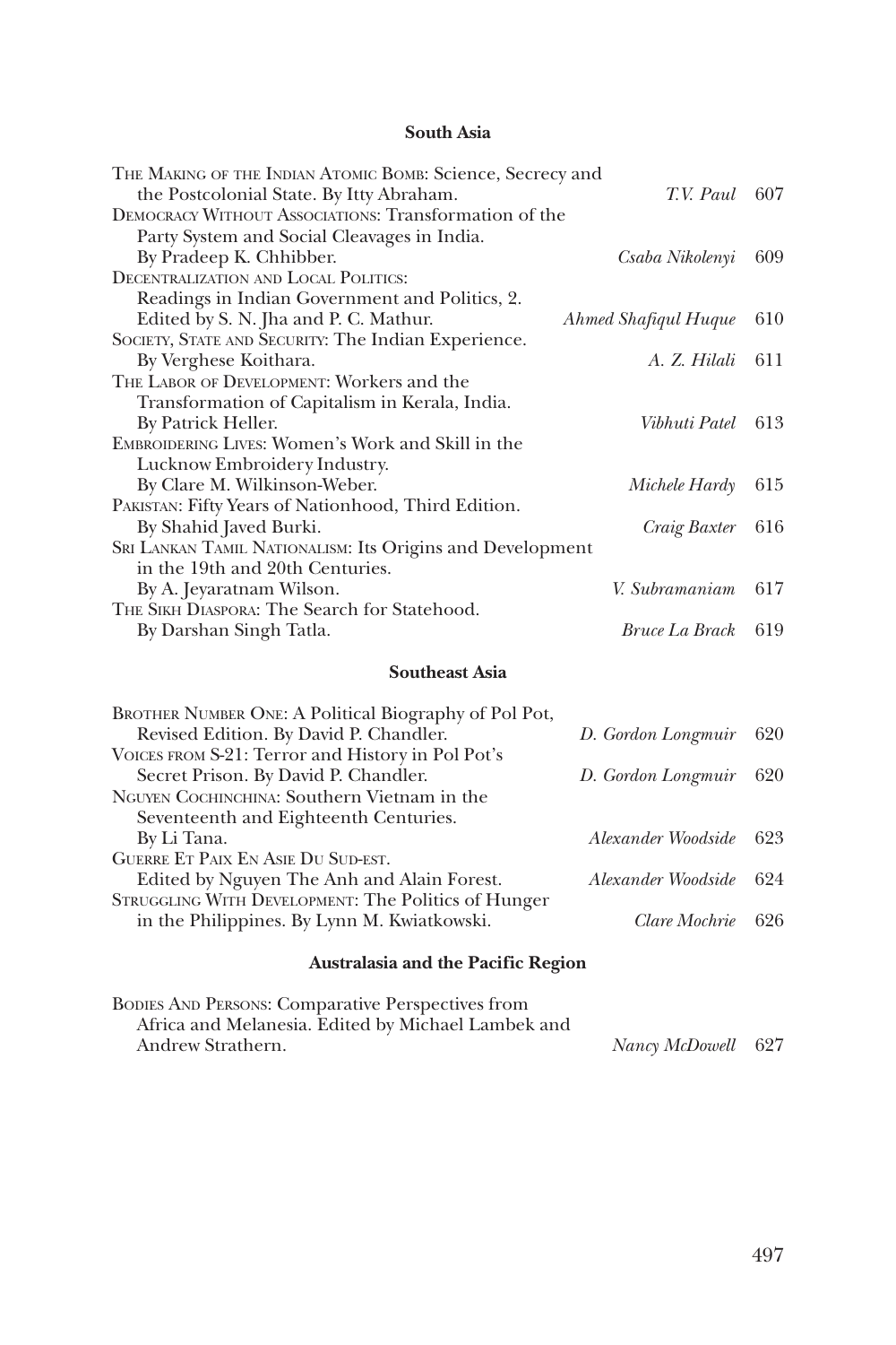### South Asia

| | | |
|---|---|---|
| The Making of the Indian Atomic Bomb: Science, Secrecy and the Postcolonial State. By Itty Abraham. | *T.V. Paul* | 607 |
| Democracy Without Associations: Transformation of the Party System and Social Cleavages in India. By Pradeep K. Chhibber. | *Csaba Nikolenyi* | 609 |
| Decentralization and Local Politics: Readings in Indian Government and Politics, 2. Edited by S. N. Jha and P. C. Mathur. | *Ahmed Shafiqul Huque* | 610 |
| Society, State and Security: The Indian Experience. By Verghese Koithara. | *A. Z. Hilali* | 611 |
| The Labor of Development: Workers and the Transformation of Capitalism in Kerala, India. By Patrick Heller. | *Vibhuti Patel* | 613 |
| Embroidering Lives: Women's Work and Skill in the Lucknow Embroidery Industry. By Clare M. Wilkinson-Weber. | *Michele Hardy* | 615 |
| Pakistan: Fifty Years of Nationhood, Third Edition. By Shahid Javed Burki. | *Craig Baxter* | 616 |
| Sri Lankan Tamil Nationalism: Its Origins and Development in the 19th and 20th Centuries. By A. Jeyaratnam Wilson. | *V. Subramaniam* | 617 |
| The Sikh Diaspora: The Search for Statehood. By Darshan Singh Tatla. | *Bruce La Brack* | 619 |

### Southeast Asia

| | | |
|---|---|---|
| Brother Number One: A Political Biography of Pol Pot, Revised Edition. By David P. Chandler. | *D. Gordon Longmuir* | 620 |
| Voices from S-21: Terror and History in Pol Pot's Secret Prison. By David P. Chandler. | *D. Gordon Longmuir* | 620 |
| Nguyen Cochinchina: Southern Vietnam in the Seventeenth and Eighteenth Centuries. By Li Tana. | *Alexander Woodside* | 623 |
| Guerre Et Paix En Asie Du Sud-est. Edited by Nguyen The Anh and Alain Forest. | *Alexander Woodside* | 624 |
| Struggling With Development: The Politics of Hunger in the Philippines. By Lynn M. Kwiatkowski. | *Clare Mochrie* | 626 |

### Australasia and the Pacific Region

| | | |
|---|---|---|
| Bodies And Persons: Comparative Perspectives from Africa and Melanesia. Edited by Michael Lambek and Andrew Strathern. | *Nancy McDowell* | 627 |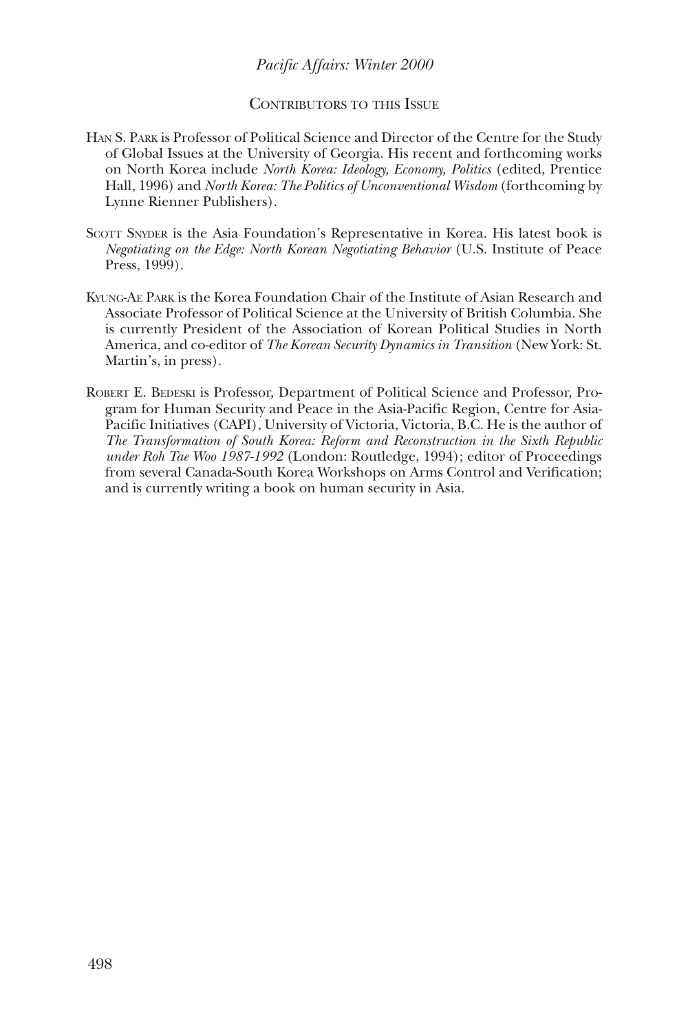## Contributors to this Issue

Han S. Park is Professor of Political Science and Director of the Centre for the Study of Global Issues at the University of Georgia. His recent and forthcoming works on North Korea include *North Korea: Ideology, Economy, Politics* (edited, Prentice Hall, 1996) and *North Korea: The Politics of Unconventional Wisdom* (forthcoming by Lynne Rienner Publishers).

Scott Snyder is the Asia Foundation's Representative in Korea. His latest book is *Negotiating on the Edge: North Korean Negotiating Behavior* (U.S. Institute of Peace Press, 1999).

Kyung-Ae Park is the Korea Foundation Chair of the Institute of Asian Research and Associate Professor of Political Science at the University of British Columbia. She is currently President of the Association of Korean Political Studies in North America, and co-editor of *The Korean Security Dynamics in Transition* (New York: St. Martin's, in press).

Robert E. Bedeski is Professor, Department of Political Science and Professor, Program for Human Security and Peace in the Asia-Pacific Region, Centre for Asia-Pacific Initiatives (CAPI), University of Victoria, Victoria, B.C. He is the author of *The Transformation of South Korea: Reform and Reconstruction in the Sixth Republic under Roh Tae Woo 1987-1992* (London: Routledge, 1994); editor of Proceedings from several Canada-South Korea Workshops on Arms Control and Verification; and is currently writing a book on human security in Asia.